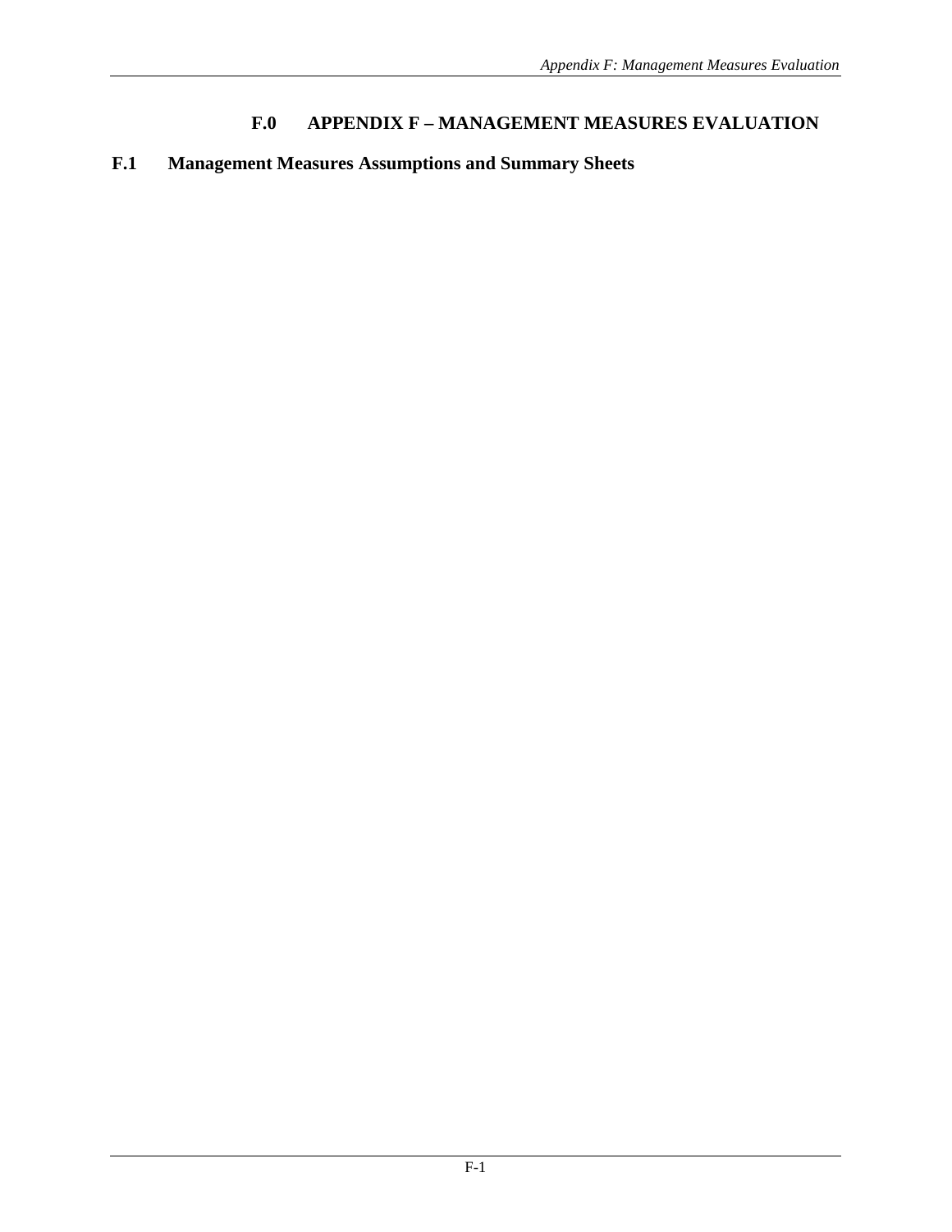# F.0 APPENDIX F – MANAGEMENT MEASURES EVALUATION

## F.1 Management Measures Assumptions and Summary Sheets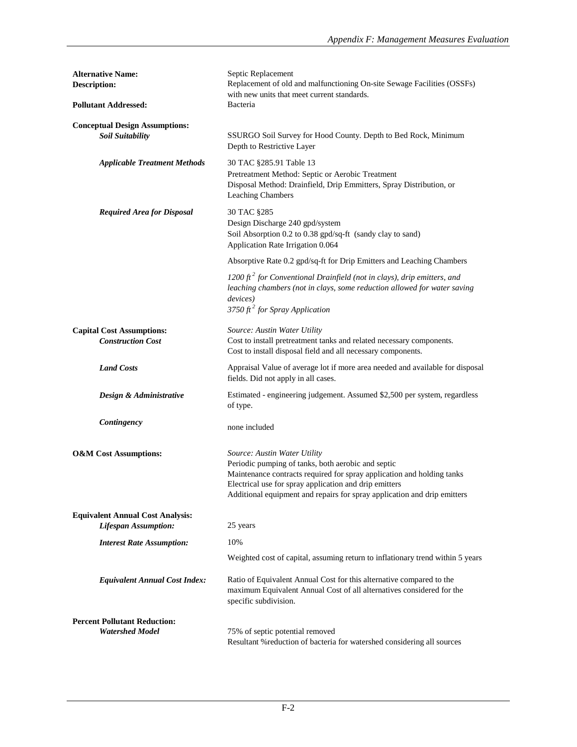| | |
|---|---|
| **Alternative Name:** | Septic Replacement |
| **Description:** | Replacement of old and malfunctioning On-site Sewage Facilities (OSSFs) with new units that meet current standards. |
| **Pollutant Addressed:** | Bacteria |
| **Conceptual Design Assumptions:** | |
| ***Soil Suitability*** | SSURGO Soil Survey for Hood County. Depth to Bed Rock, Minimum Depth to Restrictive Layer |
| ***Applicable Treatment Methods*** | 30 TAC §285.91 Table 13<br>Pretreatment Method: Septic or Aerobic Treatment<br>Disposal Method: Drainfield, Drip Emmitters, Spray Distribution, or Leaching Chambers |
| ***Required Area for Disposal*** | 30 TAC §285<br>Design Discharge 240 gpd/system<br>Soil Absorption 0.2 to 0.38 gpd/sq-ft (sandy clay to sand)<br>Application Rate Irrigation 0.064 |
| | Absorptive Rate 0.2 gpd/sq-ft for Drip Emitters and Leaching Chambers |
| | *1200 $ft^2$ for Conventional Drainfield (not in clays), drip emitters, and leaching chambers (not in clays, some reduction allowed for water saving devices)*<br>*3750 $ft^2$ for Spray Application* |
| **Capital Cost Assumptions:** | *Source: Austin Water Utility* |
| ***Construction Cost*** | Cost to install pretreatment tanks and related necessary components.<br>Cost to install disposal field and all necessary components. |
| ***Land Costs*** | Appraisal Value of average lot if more area needed and available for disposal fields. Did not apply in all cases. |
| ***Design & Administrative*** | Estimated - engineering judgement. Assumed $2,500 per system, regardless of type. |
| ***Contingency*** | none included |
| **O&M Cost Assumptions:** | *Source: Austin Water Utility*<br>Periodic pumping of tanks, both aerobic and septic<br>Maintenance contracts required for spray application and holding tanks<br>Electrical use for spray application and drip emitters<br>Additional equipment and repairs for spray application and drip emitters |
| **Equivalent Annual Cost Analysis:** | |
| ***Lifespan Assumption:*** | 25 years |
| ***Interest Rate Assumption:*** | 10% |
| | Weighted cost of capital, assuming return to inflationary trend within 5 years |
| ***Equivalent Annual Cost Index:*** | Ratio of Equivalent Annual Cost for this alternative compared to the maximum Equivalent Annual Cost of all alternatives considered for the specific subdivision. |
| **Percent Pollutant Reduction:** | |
| ***Watershed Model*** | 75% of septic potential removed<br>Resultant %reduction of bacteria for watershed considering all sources |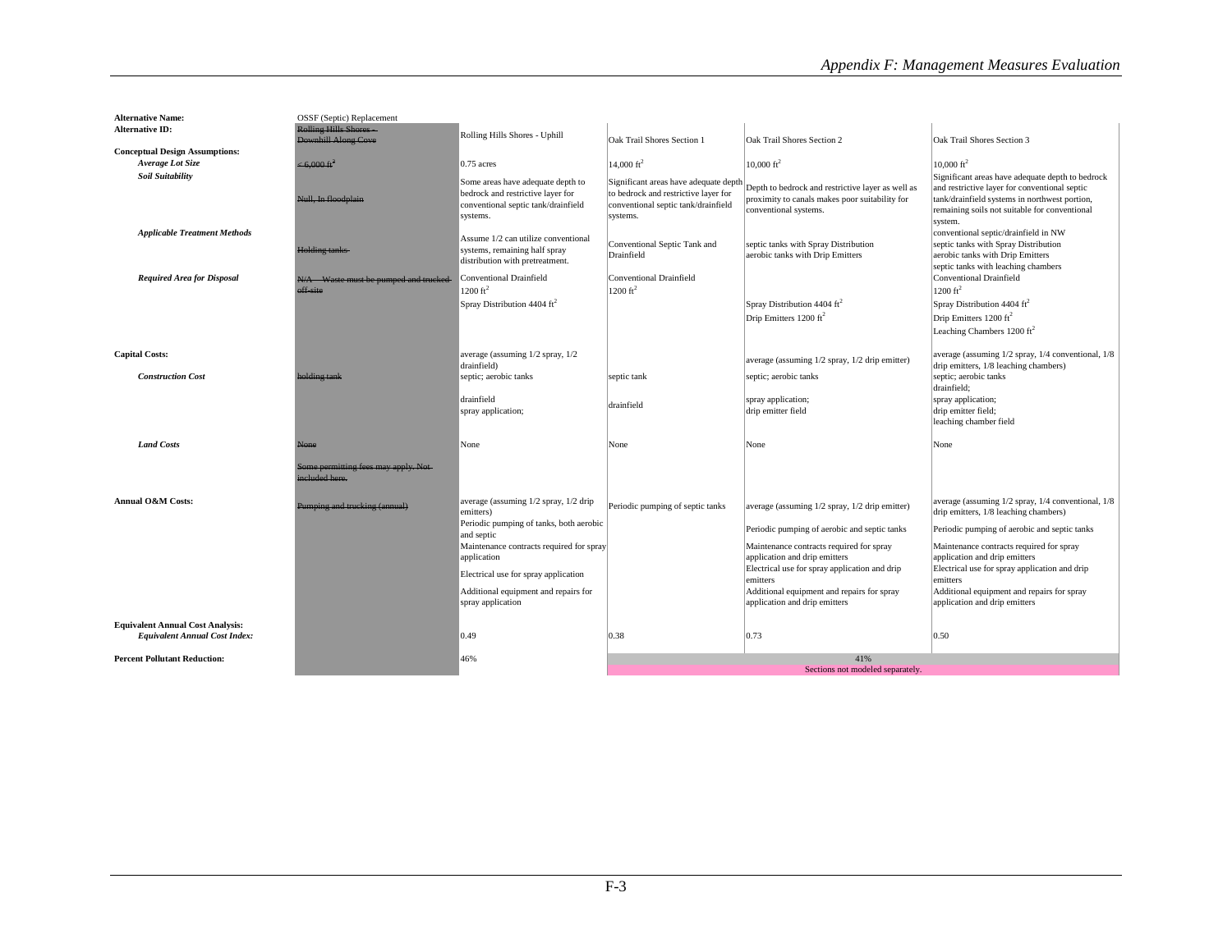| Alternative Name: | OSSF (Septic) Replacement | | | | |
|---|---|---|---|---|---|
| **Alternative ID:** | ~~Rolling Hills Shores - Downhill Along Cove~~ | Rolling Hills Shores - Uphill | Oak Trail Shores Section 1 | Oak Trail Shores Section 2 | Oak Trail Shores Section 3 |
| **Conceptual Design Assumptions:** | | | | | |
| ***Average Lot Size*** | ~~< 6,000 ft²~~ | 0.75 acres | 14,000 ft² | 10,000 ft² | 10,000 ft² |
| ***Soil Suitability*** | ~~Null, In floodplain~~ | Some areas have adequate depth to bedrock and restrictive layer for conventional septic tank/drainfield systems. | Significant areas have adequate depth to bedrock and restrictive layer for conventional septic tank/drainfield systems. | Depth to bedrock and restrictive layer as well as proximity to canals makes poor suitability for conventional systems. | Significant areas have adequate depth to bedrock and restrictive layer for conventional septic tank/drainfield systems in northwest portion, remaining soils not suitable for conventional system. |
| ***Applicable Treatment Methods*** | ~~Holding tanks~~ | Assume 1/2 can utilize conventional systems, remaining half spray distribution with pretreatment. | Conventional Septic Tank and Drainfield | septic tanks with Spray Distribution<br>aerobic tanks with Drip Emitters | conventional septic/drainfield in NW<br>septic tanks with Spray Distribution<br>aerobic tanks with Drip Emitters<br>septic tanks with leaching chambers |
| ***Required Area for Disposal*** | ~~N/A - Waste must be pumped and trucked off-site~~ | Conventional Drainfield<br>1200 ft²<br>Spray Distribution 4404 ft² | Conventional Drainfield<br>1200 ft² | Spray Distribution 4404 ft²<br>Drip Emitters 1200 ft² | Conventional Drainfield<br>1200 ft²<br>Spray Distribution 4404 ft²<br>Drip Emitters 1200 ft²<br>Leaching Chambers 1200 ft² |
| **Capital Costs:** | | average (assuming 1/2 spray, 1/2 drainfield) | | average (assuming 1/2 spray, 1/2 drip emitter) | average (assuming 1/2 spray, 1/4 conventional, 1/8 drip emitters, 1/8 leaching chambers) |
| ***Construction Cost*** | ~~holding tank~~ | septic; aerobic tanks<br>drainfield<br>spray application; | septic tank<br>drainfield | septic; aerobic tanks<br>spray application;<br>drip emitter field | septic; aerobic tanks<br>drainfield;<br>spray application;<br>drip emitter field;<br>leaching chamber field |
| ***Land Costs*** | ~~None~~<br>~~Some permitting fees may apply. Not included here.~~ | None | None | None | None |
| **Annual O&M Costs:** | ~~Pumping and trucking (annual)~~ | average (assuming 1/2 spray, 1/2 drip emitters)<br>Periodic pumping of tanks, both aerobic and septic<br>Maintenance contracts required for spray application<br>Electrical use for spray application<br>Additional equipment and repairs for spray application | Periodic pumping of septic tanks | average (assuming 1/2 spray, 1/2 drip emitter)<br>Periodic pumping of aerobic and septic tanks<br>Maintenance contracts required for spray application and drip emitters<br>Electrical use for spray application and drip emitters<br>Additional equipment and repairs for spray application and drip emitters | average (assuming 1/2 spray, 1/4 conventional, 1/8 drip emitters, 1/8 leaching chambers)<br>Periodic pumping of aerobic and septic tanks<br>Maintenance contracts required for spray application and drip emitters<br>Electrical use for spray application and drip emitters<br>Additional equipment and repairs for spray application and drip emitters |
| **Equivalent Annual Cost Analysis:** | | | | | |
| ***Equivalent Annual Cost Index:*** | | 0.49 | 0.38 | 0.73 | 0.50 |
| **Percent Pollutant Reduction:** | | 46% | 41%<br>Sections not modeled separately. | | |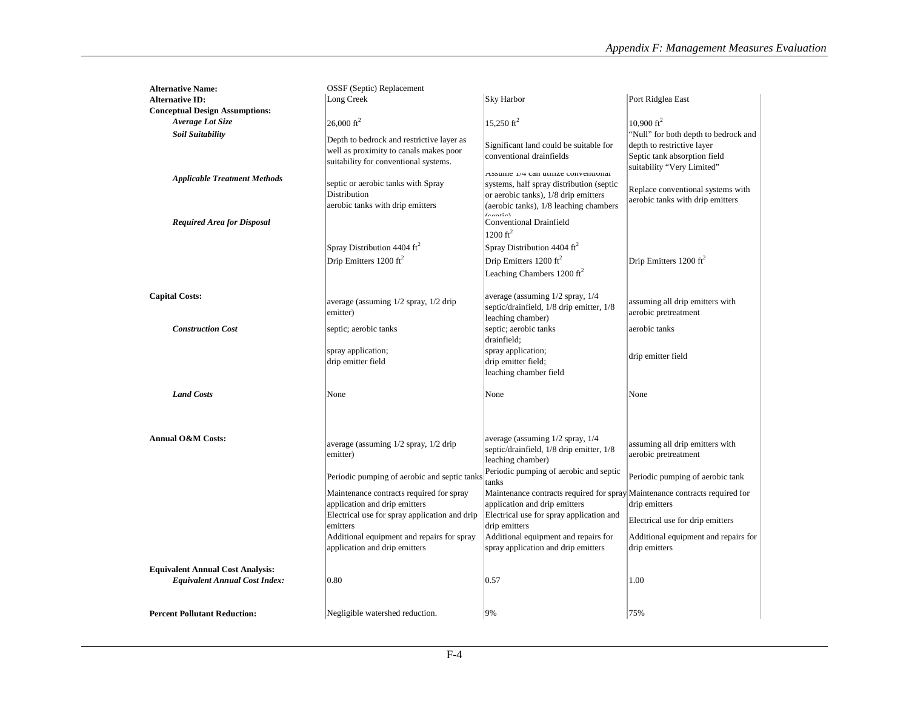| **Alternative Name:** | OSSF (Septic) Replacement | | |
|---|---|---|---|
| **Alternative ID:** | Long Creek | Sky Harbor | Port Ridglea East |
| **Conceptual Design Assumptions:** | | | |
| ***Average Lot Size*** | 26,000 $ft^2$ | 15,250 $ft^2$ | 10,900 $ft^2$ |
| ***Soil Suitability*** | Depth to bedrock and restrictive layer as well as proximity to canals makes poor suitability for conventional systems. | Significant land could be suitable for conventional drainfields | "Null" for both depth to bedrock and depth to restrictive layer<br>Septic tank absorption field suitability "Very Limited" |
| ***Applicable Treatment Methods*** | septic or aerobic tanks with Spray Distribution<br>aerobic tanks with drip emitters | Assume 1/4 can utilize conventional systems, half spray distribution (septic or aerobic tanks), 1/8 drip emitters (aerobic tanks), 1/8 leaching chambers (septic) | Replace conventional systems with aerobic tanks with drip emitters |
| ***Required Area for Disposal*** | | Conventional Drainfield<br>1200 $ft^2$ | |
| | Spray Distribution 4404 $ft^2$ | Spray Distribution 4404 $ft^2$ | |
| | Drip Emitters 1200 $ft^2$ | Drip Emitters 1200 $ft^2$ | Drip Emitters 1200 $ft^2$ |
| | | Leaching Chambers 1200 $ft^2$ | |
| **Capital Costs:** | average (assuming 1/2 spray, 1/2 drip emitter) | average (assuming 1/2 spray, 1/4 septic/drainfield, 1/8 drip emitter, 1/8 leaching chamber) | assuming all drip emitters with aerobic pretreatment |
| ***Construction Cost*** | septic; aerobic tanks | septic; aerobic tanks<br>drainfield; | aerobic tanks |
| | spray application;<br>drip emitter field | spray application;<br>drip emitter field;<br>leaching chamber field | drip emitter field |
| ***Land Costs*** | None | None | None |
| **Annual O&M Costs:** | average (assuming 1/2 spray, 1/2 drip emitter) | average (assuming 1/2 spray, 1/4 septic/drainfield, 1/8 drip emitter, 1/8 leaching chamber) | assuming all drip emitters with aerobic pretreatment |
| | Periodic pumping of aerobic and septic tanks | Periodic pumping of aerobic and septic tanks | Periodic pumping of aerobic tank |
| | Maintenance contracts required for spray application and drip emitters | Maintenance contracts required for spray application and drip emitters | Maintenance contracts required for drip emitters |
| | Electrical use for spray application and drip emitters | Electrical use for spray application and drip emitters | Electrical use for drip emitters |
| | Additional equipment and repairs for spray application and drip emitters | Additional equipment and repairs for spray application and drip emitters | Additional equipment and repairs for drip emitters |
| **Equivalent Annual Cost Analysis:** | | | |
| ***Equivalent Annual Cost Index:*** | 0.80 | 0.57 | 1.00 |
| **Percent Pollutant Reduction:** | Negligible watershed reduction. | 9% | 75% |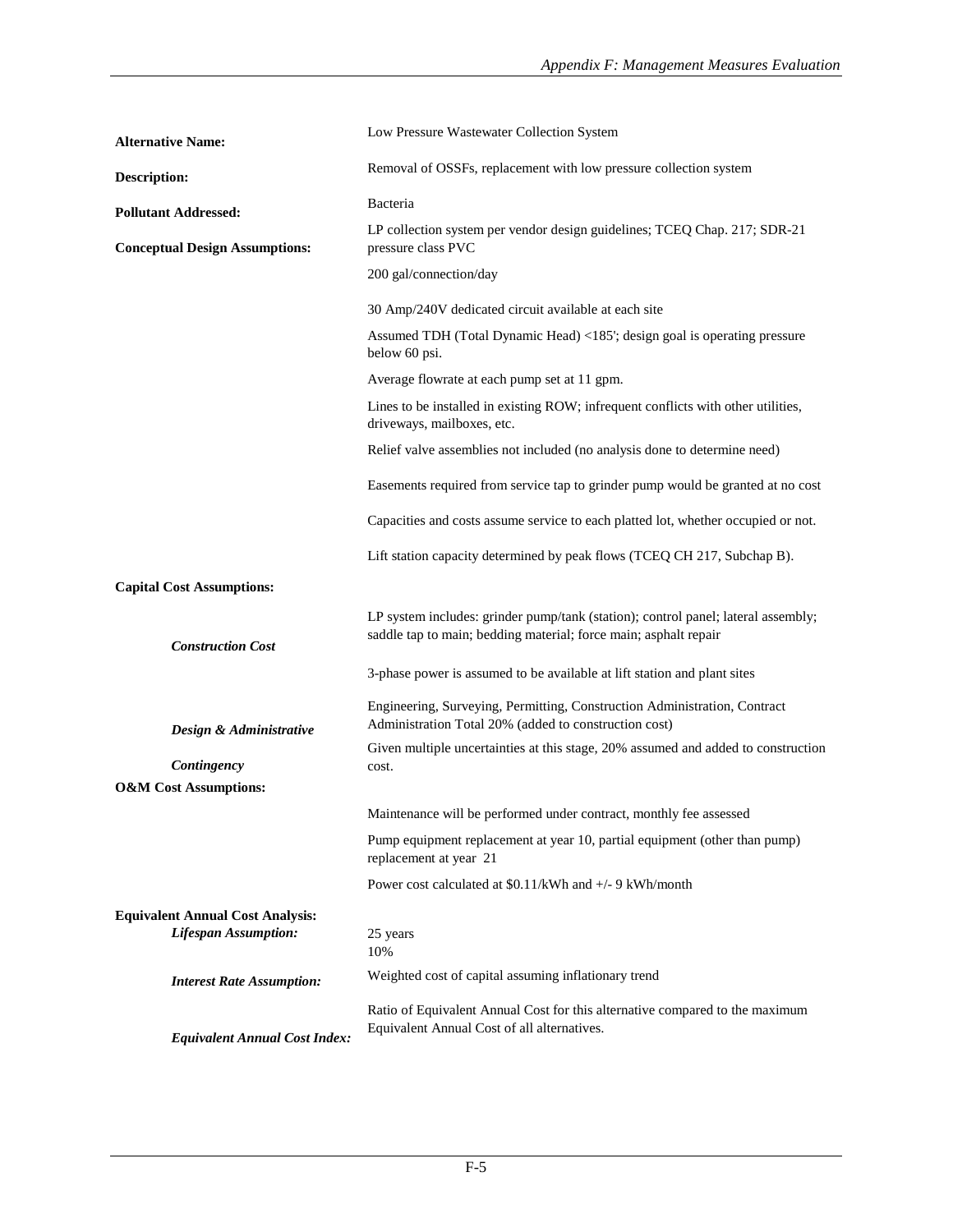| | |
|---|---|
| **Alternative Name:** | Low Pressure Wastewater Collection System |
| **Description:** | Removal of OSSFs, replacement with low pressure collection system |
| **Pollutant Addressed:** | Bacteria |
| **Conceptual Design Assumptions:** | LP collection system per vendor design guidelines; TCEQ Chap. 217; SDR-21 pressure class PVC |
| | 200 gal/connection/day |
| | 30 Amp/240V dedicated circuit available at each site |
| | Assumed TDH (Total Dynamic Head) <185'; design goal is operating pressure below 60 psi. |
| | Average flowrate at each pump set at 11 gpm. |
| | Lines to be installed in existing ROW; infrequent conflicts with other utilities, driveways, mailboxes, etc. |
| | Relief valve assemblies not included (no analysis done to determine need) |
| | Easements required from service tap to grinder pump would be granted at no cost |
| | Capacities and costs assume service to each platted lot, whether occupied or not. |
| | Lift station capacity determined by peak flows (TCEQ CH 217, Subchap B). |
| **Capital Cost Assumptions:** | |
| ***Construction Cost*** | LP system includes: grinder pump/tank (station); control panel; lateral assembly; saddle tap to main; bedding material; force main; asphalt repair |
| | 3-phase power is assumed to be available at lift station and plant sites |
| ***Design & Administrative*** | Engineering, Surveying, Permitting, Construction Administration, Contract Administration Total 20% (added to construction cost) |
| ***Contingency*** | Given multiple uncertainties at this stage, 20% assumed and added to construction cost. |
| **O&M Cost Assumptions:** | |
| | Maintenance will be performed under contract, monthly fee assessed |
| | Pump equipment replacement at year 10, partial equipment (other than pump) replacement at year 21 |
| | Power cost calculated at $0.11/kWh and +/- 9 kWh/month |
| **Equivalent Annual Cost Analysis:** | |
| ***Lifespan Assumption:*** | 25 years |
| ***Interest Rate Assumption:*** | 10%<br>Weighted cost of capital assuming inflationary trend |
| ***Equivalent Annual Cost Index:*** | Ratio of Equivalent Annual Cost for this alternative compared to the maximum Equivalent Annual Cost of all alternatives. |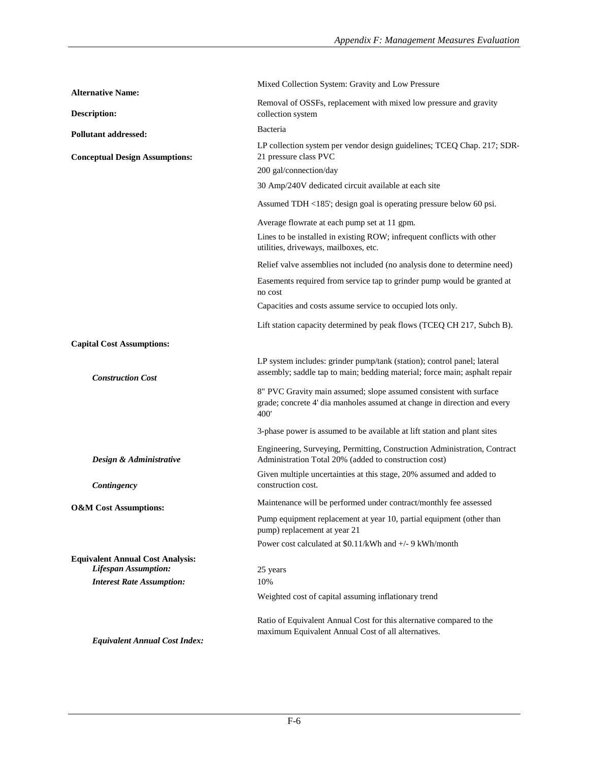| | |
|---|---|
| **Alternative Name:** | Mixed Collection System: Gravity and Low Pressure |
| **Description:** | Removal of OSSFs, replacement with mixed low pressure and gravity collection system |
| **Pollutant addressed:** | Bacteria |
| **Conceptual Design Assumptions:** | LP collection system per vendor design guidelines; TCEQ Chap. 217; SDR-21 pressure class PVC |
| | 200 gal/connection/day |
| | 30 Amp/240V dedicated circuit available at each site |
| | Assumed TDH <185'; design goal is operating pressure below 60 psi. |
| | Average flowrate at each pump set at 11 gpm. |
| | Lines to be installed in existing ROW; infrequent conflicts with other utilities, driveways, mailboxes, etc. |
| | Relief valve assemblies not included (no analysis done to determine need) |
| | Easements required from service tap to grinder pump would be granted at no cost |
| | Capacities and costs assume service to occupied lots only. |
| | Lift station capacity determined by peak flows (TCEQ CH 217, Subch B). |
| **Capital Cost Assumptions:** | |
| ***Construction Cost*** | LP system includes: grinder pump/tank (station); control panel; lateral assembly; saddle tap to main; bedding material; force main; asphalt repair |
| | 8" PVC Gravity main assumed; slope assumed consistent with surface grade; concrete 4' dia manholes assumed at change in direction and every 400' |
| | 3-phase power is assumed to be available at lift station and plant sites |
| ***Design & Administrative*** | Engineering, Surveying, Permitting, Construction Administration, Contract Administration Total 20% (added to construction cost) |
| ***Contingency*** | Given multiple uncertainties at this stage, 20% assumed and added to construction cost. |
| **O&M Cost Assumptions:** | Maintenance will be performed under contract/monthly fee assessed |
| | Pump equipment replacement at year 10, partial equipment (other than pump) replacement at year 21 |
| | Power cost calculated at $0.11/kWh and +/- 9 kWh/month |
| **Equivalent Annual Cost Analysis:** | |
| ***Lifespan Assumption:*** | 25 years |
| ***Interest Rate Assumption:*** | 10% |
| | Weighted cost of capital assuming inflationary trend |
| ***Equivalent Annual Cost Index:*** | Ratio of Equivalent Annual Cost for this alternative compared to the maximum Equivalent Annual Cost of all alternatives. |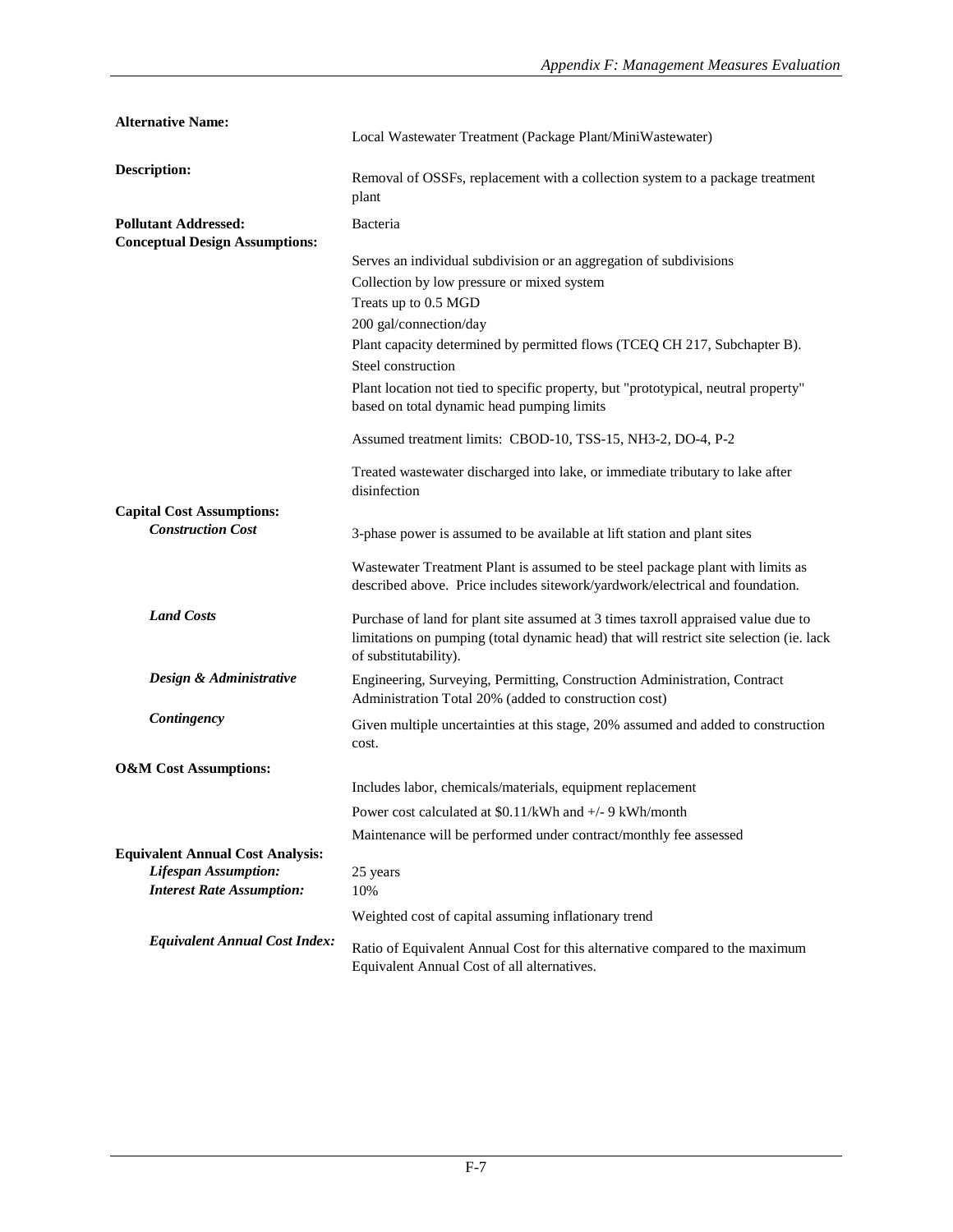**Alternative Name:** Local Wastewater Treatment (Package Plant/MiniWastewater)

**Description:** Removal of OSSFs, replacement with a collection system to a package treatment plant

**Pollutant Addressed:** Bacteria

**Conceptual Design Assumptions:**

- Serves an individual subdivision or an aggregation of subdivisions
- Collection by low pressure or mixed system
- Treats up to 0.5 MGD
- 200 gal/connection/day
- Plant capacity determined by permitted flows (TCEQ CH 217, Subchapter B).
- Steel construction
- Plant location not tied to specific property, but "prototypical, neutral property" based on total dynamic head pumping limits
- Assumed treatment limits: CBOD-10, TSS-15, NH3-2, DO-4, P-2
- Treated wastewater discharged into lake, or immediate tributary to lake after disinfection

**Capital Cost Assumptions:**

***Construction Cost***

- 3-phase power is assumed to be available at lift station and plant sites
- Wastewater Treatment Plant is assumed to be steel package plant with limits as described above. Price includes sitework/yardwork/electrical and foundation.

***Land Costs***

Purchase of land for plant site assumed at 3 times taxroll appraised value due to limitations on pumping (total dynamic head) that will restrict site selection (ie. lack of substitutability).

***Design & Administrative***

Engineering, Surveying, Permitting, Construction Administration, Contract Administration Total 20% (added to construction cost)

***Contingency***

Given multiple uncertainties at this stage, 20% assumed and added to construction cost.

**O&M Cost Assumptions:**

- Includes labor, chemicals/materials, equipment replacement
- Power cost calculated at $0.11/kWh and +/- 9 kWh/month
- Maintenance will be performed under contract/monthly fee assessed

**Equivalent Annual Cost Analysis:**

***Lifespan Assumption:*** 25 years

***Interest Rate Assumption:*** 10%

Weighted cost of capital assuming inflationary trend

***Equivalent Annual Cost Index:*** Ratio of Equivalent Annual Cost for this alternative compared to the maximum Equivalent Annual Cost of all alternatives.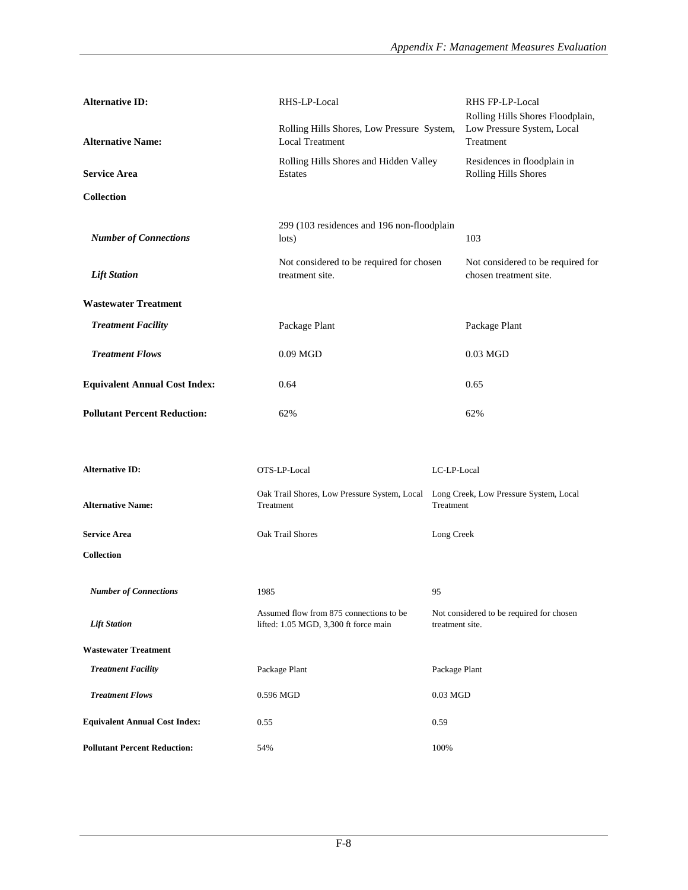| Alternative ID: | RHS-LP-Local | RHS FP-LP-Local |
|---|---|---|
| **Alternative Name:** | Rolling Hills Shores, Low Pressure System, Local Treatment | Rolling Hills Shores Floodplain, Low Pressure System, Local Treatment |
| **Service Area** | Rolling Hills Shores and Hidden Valley Estates | Residences in floodplain in Rolling Hills Shores |
| **Collection** | | |
| ***Number of Connections*** | 299 (103 residences and 196 non-floodplain lots) | 103 |
| ***Lift Station*** | Not considered to be required for chosen treatment site. | Not considered to be required for chosen treatment site. |
| **Wastewater Treatment** | | |
| ***Treatment Facility*** | Package Plant | Package Plant |
| ***Treatment Flows*** | 0.09 MGD | 0.03 MGD |
| **Equivalent Annual Cost Index:** | 0.64 | 0.65 |
| **Pollutant Percent Reduction:** | 62% | 62% |

| Alternative ID: | OTS-LP-Local | LC-LP-Local |
|---|---|---|
| **Alternative Name:** | Oak Trail Shores, Low Pressure System, Local Treatment | Long Creek, Low Pressure System, Local Treatment |
| **Service Area** | Oak Trail Shores | Long Creek |
| **Collection** | | |
| ***Number of Connections*** | 1985 | 95 |
| ***Lift Station*** | Assumed flow from 875 connections to be lifted: 1.05 MGD, 3,300 ft force main | Not considered to be required for chosen treatment site. |
| **Wastewater Treatment** | | |
| ***Treatment Facility*** | Package Plant | Package Plant |
| ***Treatment Flows*** | 0.596 MGD | 0.03 MGD |
| **Equivalent Annual Cost Index:** | 0.55 | 0.59 |
| **Pollutant Percent Reduction:** | 54% | 100% |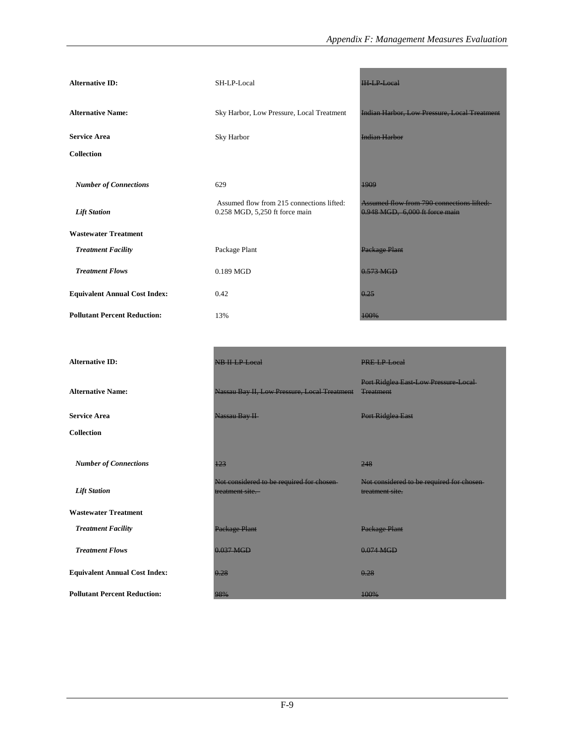| Alternative ID: | SH-LP-Local | ~~IH-LP-Local~~ |
|---|---|---|
| **Alternative Name:** | Sky Harbor, Low Pressure, Local Treatment | ~~Indian Harbor, Low Pressure, Local Treatment~~ |
| **Service Area** | Sky Harbor | ~~Indian Harbor~~ |
| **Collection** | | |
| ***Number of Connections*** | 629 | ~~1909~~ |
| ***Lift Station*** | Assumed flow from 215 connections lifted: 0.258 MGD, 5,250 ft force main | ~~Assumed flow from 790 connections lifted: 0.948 MGD, 6,000 ft force main~~ |
| **Wastewater Treatment** | | |
| ***Treatment Facility*** | Package Plant | ~~Package Plant~~ |
| ***Treatment Flows*** | 0.189 MGD | ~~0.573 MGD~~ |
| **Equivalent Annual Cost Index:** | 0.42 | ~~0.25~~ |
| **Pollutant Percent Reduction:** | 13% | ~~100%~~ |

| Alternative ID: | ~~NB II LP Local~~ | ~~PRE-LP-Local~~ |
|---|---|---|
| **Alternative Name:** | ~~Nassau Bay II, Low Pressure, Local Treatment~~ | ~~Port Ridglea East-Low Pressure-Local Treatment~~ |
| **Service Area** | ~~Nassau Bay II~~ | ~~Port Ridglea East~~ |
| **Collection** | | |
| ***Number of Connections*** | ~~123~~ | ~~248~~ |
| ***Lift Station*** | ~~Not considered to be required for chosen treatment site.~~ | ~~Not considered to be required for chosen treatment site.~~ |
| **Wastewater Treatment** | | |
| ***Treatment Facility*** | ~~Package Plant~~ | ~~Package Plant~~ |
| ***Treatment Flows*** | ~~0.037 MGD~~ | ~~0.074 MGD~~ |
| **Equivalent Annual Cost Index:** | ~~0.28~~ | ~~0.28~~ |
| **Pollutant Percent Reduction:** | ~~98%~~ | ~~100%~~ |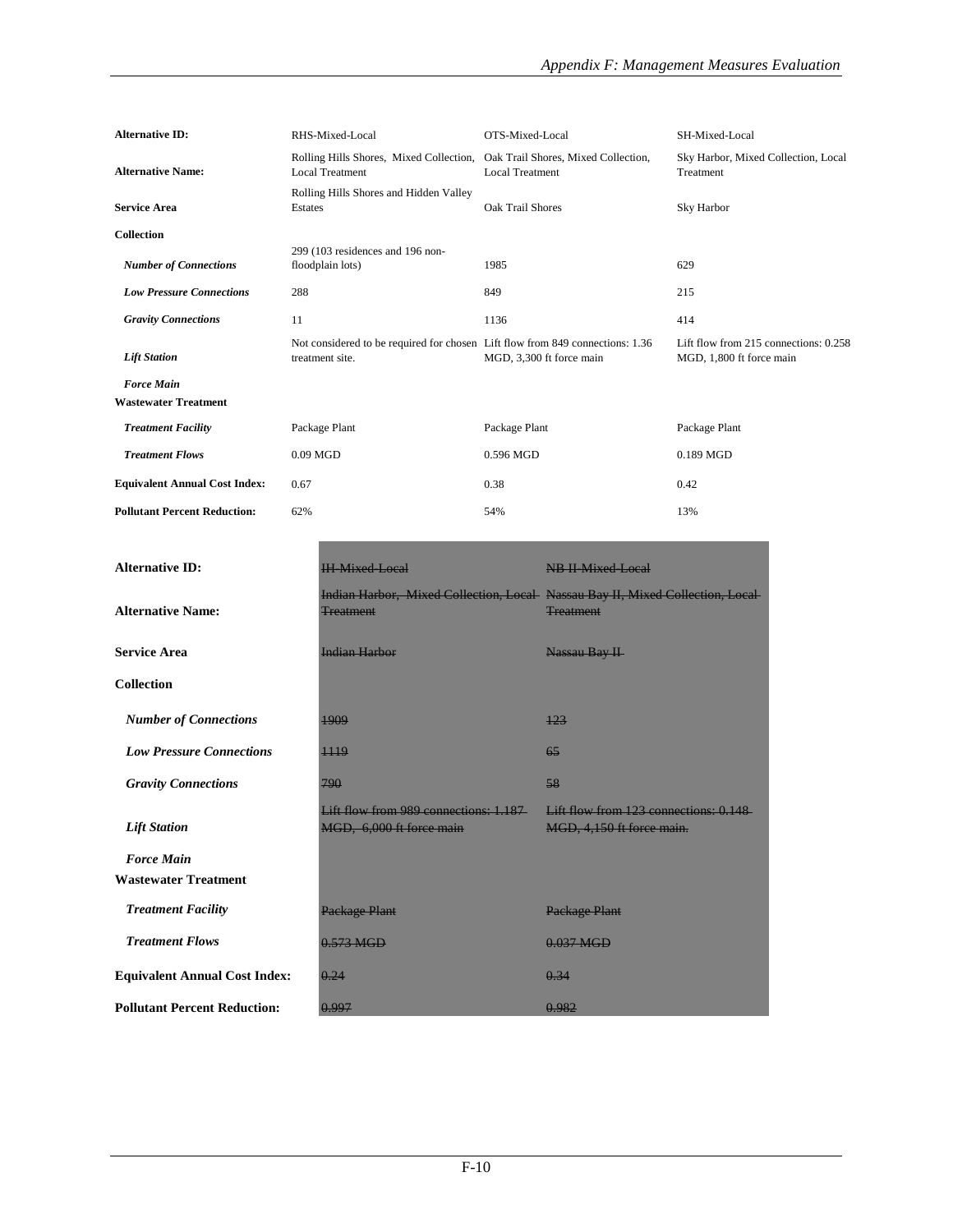| Alternative ID: | RHS-Mixed-Local | OTS-Mixed-Local | SH-Mixed-Local |
|---|---|---|---|
| **Alternative Name:** | Rolling Hills Shores, Mixed Collection, Local Treatment | Oak Trail Shores, Mixed Collection, Local Treatment | Sky Harbor, Mixed Collection, Local Treatment |
| **Service Area** | Rolling Hills Shores and Hidden Valley Estates | Oak Trail Shores | Sky Harbor |
| **Collection** | | | |
| ***Number of Connections*** | 299 (103 residences and 196 non-floodplain lots) | 1985 | 629 |
| ***Low Pressure Connections*** | 288 | 849 | 215 |
| ***Gravity Connections*** | 11 | 1136 | 414 |
| ***Lift Station*** | Not considered to be required for chosen treatment site. | Lift flow from 849 connections: 1.36 MGD, 3,300 ft force main | Lift flow from 215 connections: 0.258 MGD, 1,800 ft force main |
| ***Force Main*** | | | |
| **Wastewater Treatment** | | | |
| ***Treatment Facility*** | Package Plant | Package Plant | Package Plant |
| ***Treatment Flows*** | 0.09 MGD | 0.596 MGD | 0.189 MGD |
| **Equivalent Annual Cost Index:** | 0.67 | 0.38 | 0.42 |
| **Pollutant Percent Reduction:** | 62% | 54% | 13% |

| Alternative ID: | ~~IH-Mixed-Local~~ | ~~NB II-Mixed-Local~~ |
|---|---|---|
| **Alternative Name:** | ~~Indian Harbor, Mixed Collection, Local Treatment~~ | ~~Nassau Bay II, Mixed Collection, Local Treatment~~ |
| **Service Area** | ~~Indian Harbor~~ | ~~Nassau Bay II~~ |
| **Collection** | | |
| ***Number of Connections*** | ~~1909~~ | ~~123~~ |
| ***Low Pressure Connections*** | ~~1119~~ | ~~65~~ |
| ***Gravity Connections*** | ~~790~~ | ~~58~~ |
| ***Lift Station*** | ~~Lift flow from 989 connections: 1.187 MGD, 6,000 ft force main~~ | ~~Lift flow from 123 connections: 0.148 MGD, 4,150 ft force main.~~ |
| ***Force Main*** | | |
| **Wastewater Treatment** | | |
| ***Treatment Facility*** | ~~Package Plant~~ | ~~Package Plant~~ |
| ***Treatment Flows*** | ~~0.573 MGD~~ | ~~0.037 MGD~~ |
| **Equivalent Annual Cost Index:** | ~~0.24~~ | ~~0.34~~ |
| **Pollutant Percent Reduction:** | ~~0.997~~ | ~~0.982~~ |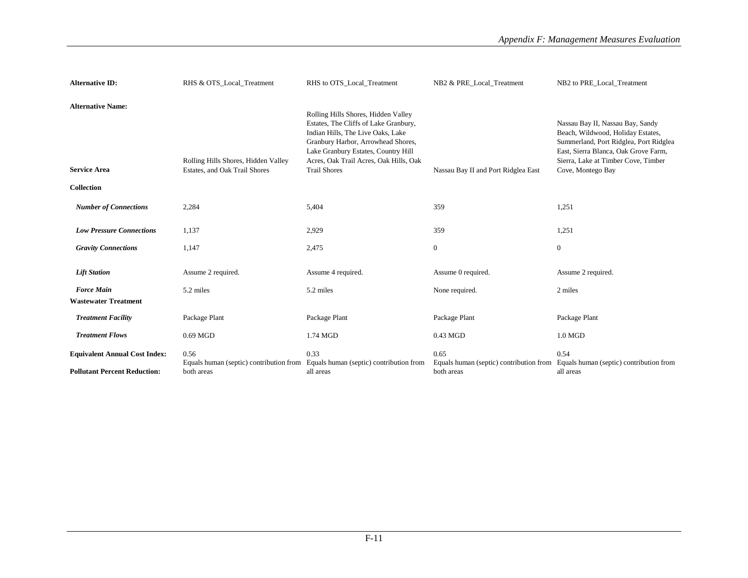| **Alternative ID:** | RHS & OTS_Local_Treatment | RHS to OTS_Local_Treatment | NB2 & PRE_Local_Treatment | NB2 to PRE_Local_Treatment |
|---|---|---|---|---|
| **Alternative Name:** | | | | |
| **Service Area** | Rolling Hills Shores, Hidden Valley Estates, and Oak Trail Shores | Rolling Hills Shores, Hidden Valley Estates, The Cliffs of Lake Granbury, Indian Hills, The Live Oaks, Lake Granbury Harbor, Arrowhead Shores, Lake Granbury Estates, Country Hill Acres, Oak Trail Acres, Oak Hills, Oak Trail Shores | Nassau Bay II and Port Ridglea East | Nassau Bay II, Nassau Bay, Sandy Beach, Wildwood, Holiday Estates, Summerland, Port Ridglea, Port Ridglea East, Sierra Blanca, Oak Grove Farm, Sierra, Lake at Timber Cove, Timber Cove, Montego Bay |
| **Collection** | | | | |
| ***Number of Connections*** | 2,284 | 5,404 | 359 | 1,251 |
| ***Low Pressure Connections*** | 1,137 | 2,929 | 359 | 1,251 |
| ***Gravity Connections*** | 1,147 | 2,475 | 0 | 0 |
| ***Lift Station*** | Assume 2 required. | Assume 4 required. | Assume 0 required. | Assume 2 required. |
| ***Force Main*** | 5.2 miles | 5.2 miles | None required. | 2 miles |
| **Wastewater Treatment** | | | | |
| ***Treatment Facility*** | Package Plant | Package Plant | Package Plant | Package Plant |
| ***Treatment Flows*** | 0.69 MGD | 1.74 MGD | 0.43 MGD | 1.0 MGD |
| **Equivalent Annual Cost Index:** | 0.56 | 0.33 | 0.65 | 0.54 |
| **Pollutant Percent Reduction:** | Equals human (septic) contribution from both areas | Equals human (septic) contribution from all areas | Equals human (septic) contribution from both areas | Equals human (septic) contribution from all areas |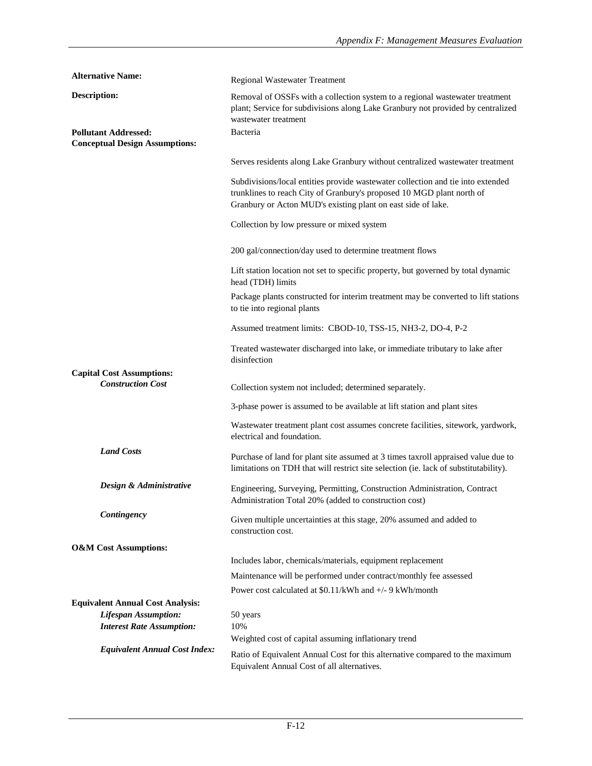**Alternative Name:** Regional Wastewater Treatment

**Description:** Removal of OSSFs with a collection system to a regional wastewater treatment plant; Service for subdivisions along Lake Granbury not provided by centralized wastewater treatment

**Pollutant Addressed:** Bacteria

**Conceptual Design Assumptions:**

- Serves residents along Lake Granbury without centralized wastewater treatment
- Subdivisions/local entities provide wastewater collection and tie into extended trunklines to reach City of Granbury's proposed 10 MGD plant north of Granbury or Acton MUD's existing plant on east side of lake.
- Collection by low pressure or mixed system
- 200 gal/connection/day used to determine treatment flows
- Lift station location not set to specific property, but governed by total dynamic head (TDH) limits
- Package plants constructed for interim treatment may be converted to lift stations to tie into regional plants
- Assumed treatment limits: CBOD-10, TSS-15, NH3-2, DO-4, P-2
- Treated wastewater discharged into lake, or immediate tributary to lake after disinfection

**Capital Cost Assumptions:**

***Construction Cost***

- Collection system not included; determined separately.
- 3-phase power is assumed to be available at lift station and plant sites
- Wastewater treatment plant cost assumes concrete facilities, sitework, yardwork, electrical and foundation.

***Land Costs***

- Purchase of land for plant site assumed at 3 times taxroll appraised value due to limitations on TDH that will restrict site selection (ie. lack of substitutability).

***Design & Administrative***

- Engineering, Surveying, Permitting, Construction Administration, Contract Administration Total 20% (added to construction cost)

***Contingency***

- Given multiple uncertainties at this stage, 20% assumed and added to construction cost.

**O&M Cost Assumptions:**

- Includes labor, chemicals/materials, equipment replacement
- Maintenance will be performed under contract/monthly fee assessed
- Power cost calculated at $0.11/kWh and +/- 9 kWh/month

**Equivalent Annual Cost Analysis:**

***Lifespan Assumption:*** 50 years

***Interest Rate Assumption:*** 10%

Weighted cost of capital assuming inflationary trend

***Equivalent Annual Cost Index:*** Ratio of Equivalent Annual Cost for this alternative compared to the maximum Equivalent Annual Cost of all alternatives.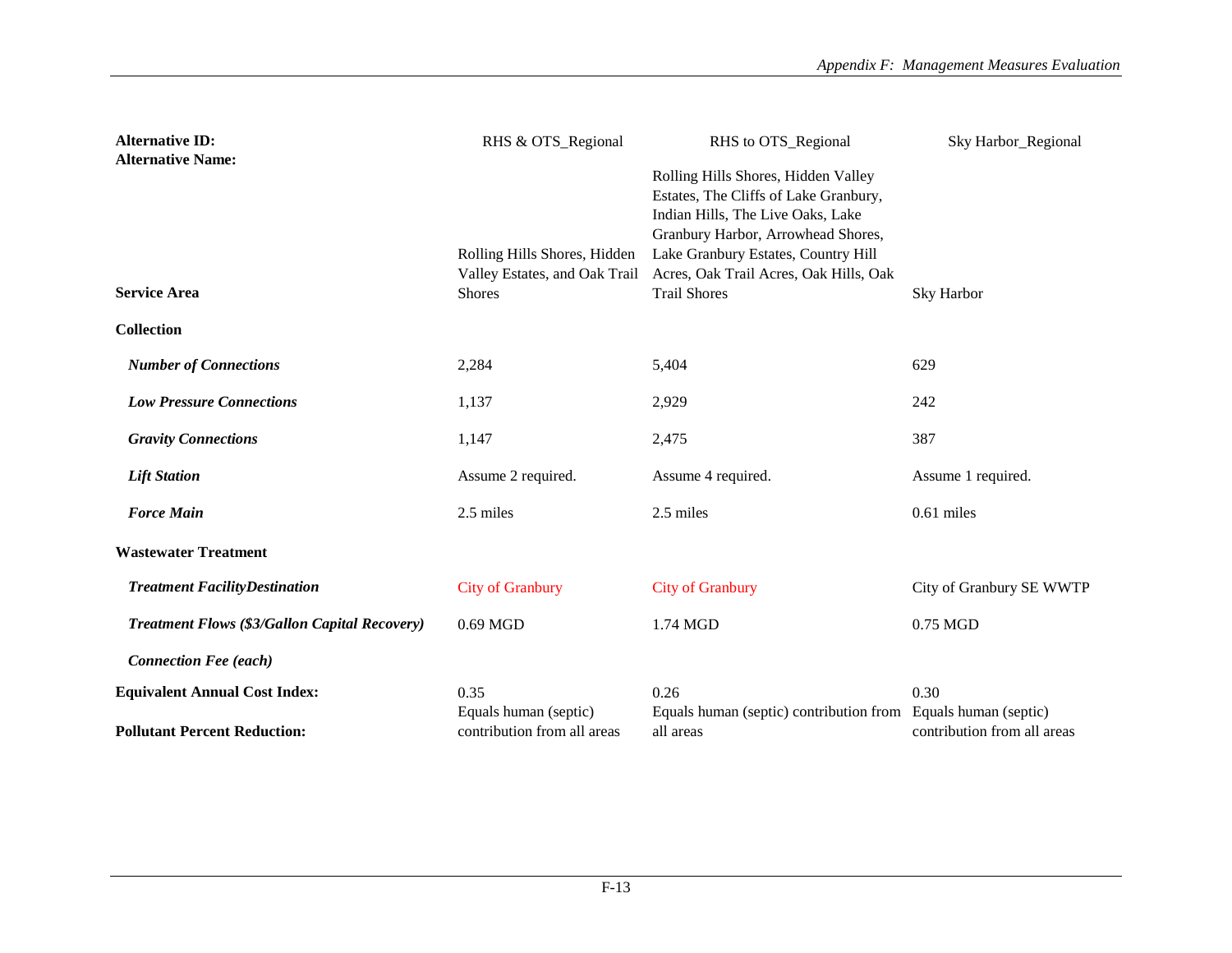| **Alternative ID:** | RHS & OTS_Regional | RHS to OTS_Regional | Sky Harbor_Regional |
|---|---|---|---|
| **Alternative Name:** | | | |
| **Service Area** | Rolling Hills Shores, Hidden Valley Estates, and Oak Trail Shores | Rolling Hills Shores, Hidden Valley Estates, The Cliffs of Lake Granbury, Indian Hills, The Live Oaks, Lake Granbury Harbor, Arrowhead Shores, Lake Granbury Estates, Country Hill Acres, Oak Trail Acres, Oak Hills, Oak Trail Shores | Sky Harbor |
| **Collection** | | | |
| ***Number of Connections*** | 2,284 | 5,404 | 629 |
| ***Low Pressure Connections*** | 1,137 | 2,929 | 242 |
| ***Gravity Connections*** | 1,147 | 2,475 | 387 |
| ***Lift Station*** | Assume 2 required. | Assume 4 required. | Assume 1 required. |
| ***Force Main*** | 2.5 miles | 2.5 miles | 0.61 miles |
| **Wastewater Treatment** | | | |
| ***Treatment FacilityDestination*** | City of Granbury | City of Granbury | City of Granbury SE WWTP |
| ***Treatment Flows ($3/Gallon Capital Recovery)*** | 0.69 MGD | 1.74 MGD | 0.75 MGD |
| ***Connection Fee (each)*** | | | |
| **Equivalent Annual Cost Index:** | 0.35 | 0.26 | 0.30 |
| **Pollutant Percent Reduction:** | Equals human (septic) contribution from all areas | Equals human (septic) contribution from all areas | Equals human (septic) contribution from all areas |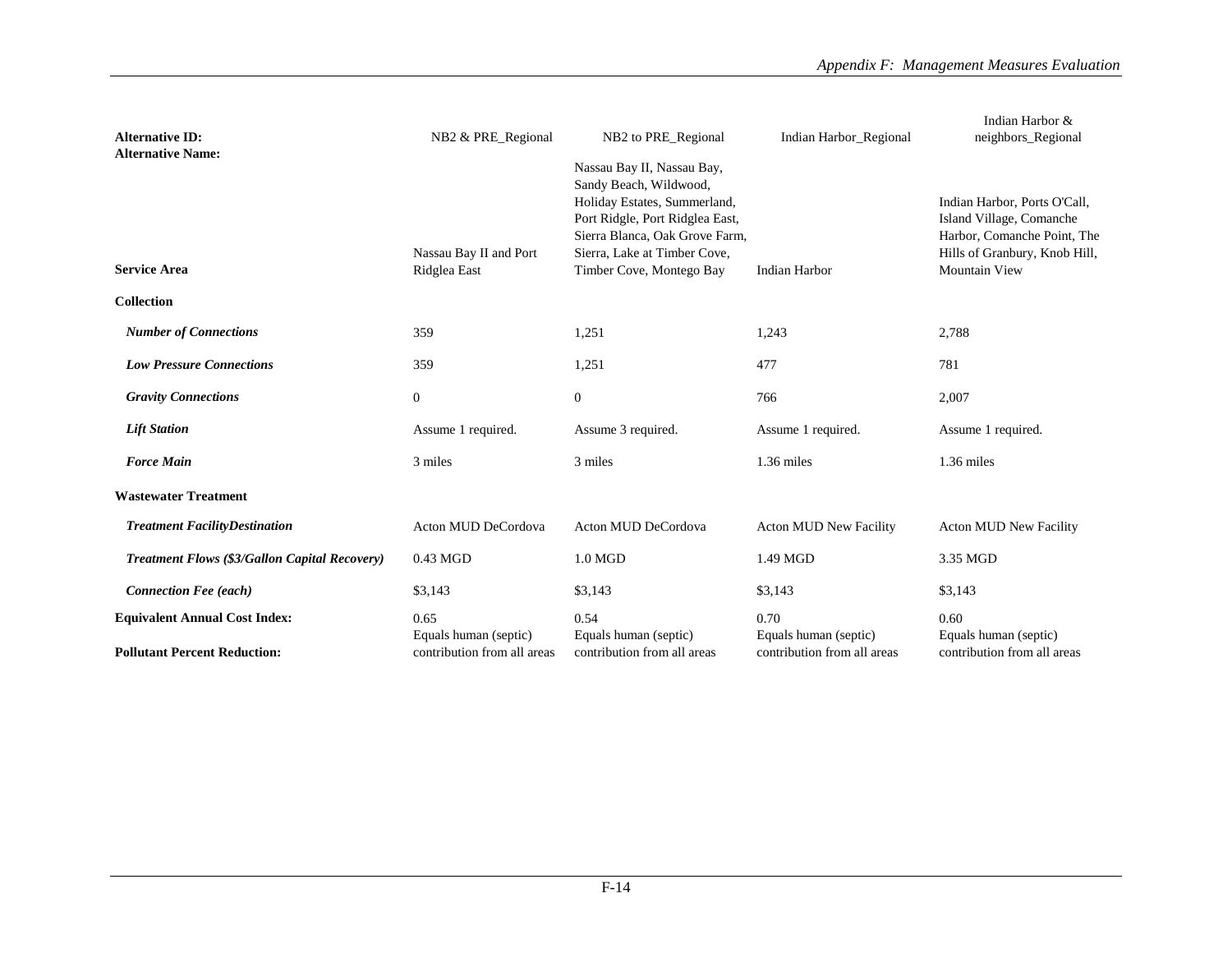| **Alternative ID:** | NB2 & PRE_Regional | NB2 to PRE_Regional | Indian Harbor_Regional | Indian Harbor & neighbors_Regional |
|---|---|---|---|---|
| **Alternative Name:** | | | | |
| **Service Area** | Nassau Bay II and Port Ridglea East | Nassau Bay II, Nassau Bay, Sandy Beach, Wildwood, Holiday Estates, Summerland, Port Ridgle, Port Ridglea East, Sierra Blanca, Oak Grove Farm, Sierra, Lake at Timber Cove, Timber Cove, Montego Bay | Indian Harbor | Indian Harbor, Ports O'Call, Island Village, Comanche Harbor, Comanche Point, The Hills of Granbury, Knob Hill, Mountain View |
| **Collection** | | | | |
| ***Number of Connections*** | 359 | 1,251 | 1,243 | 2,788 |
| ***Low Pressure Connections*** | 359 | 1,251 | 477 | 781 |
| ***Gravity Connections*** | 0 | 0 | 766 | 2,007 |
| ***Lift Station*** | Assume 1 required. | Assume 3 required. | Assume 1 required. | Assume 1 required. |
| ***Force Main*** | 3 miles | 3 miles | 1.36 miles | 1.36 miles |
| **Wastewater Treatment** | | | | |
| ***Treatment FacilityDestination*** | Acton MUD DeCordova | Acton MUD DeCordova | Acton MUD New Facility | Acton MUD New Facility |
| ***Treatment Flows ($3/Gallon Capital Recovery)*** | 0.43 MGD | 1.0 MGD | 1.49 MGD | 3.35 MGD |
| ***Connection Fee (each)*** | $3,143 | $3,143 | $3,143 | $3,143 |
| **Equivalent Annual Cost Index:** | 0.65 | 0.54 | 0.70 | 0.60 |
| **Pollutant Percent Reduction:** | Equals human (septic) contribution from all areas | Equals human (septic) contribution from all areas | Equals human (septic) contribution from all areas | Equals human (septic) contribution from all areas |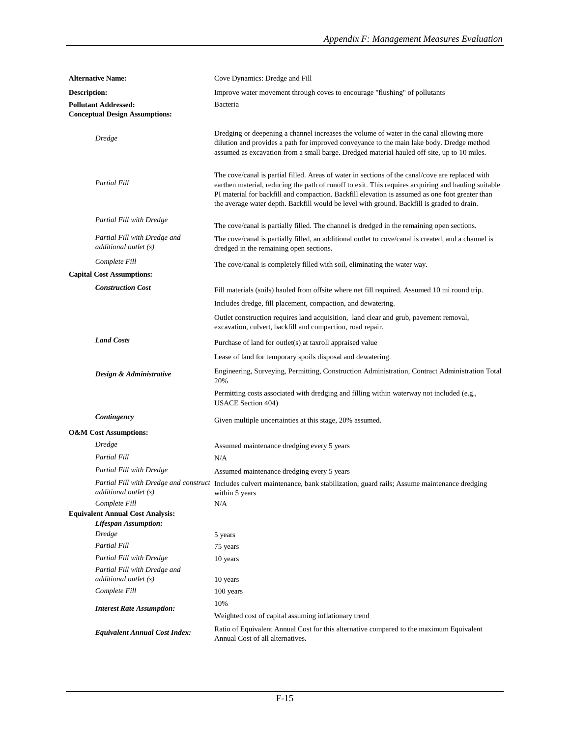| | |
|---|---|
| **Alternative Name:** | Cove Dynamics: Dredge and Fill |
| **Description:** | Improve water movement through coves to encourage "flushing" of pollutants |
| **Pollutant Addressed:** | Bacteria |
| **Conceptual Design Assumptions:** | |
| *Dredge* | Dredging or deepening a channel increases the volume of water in the canal allowing more dilution and provides a path for improved conveyance to the main lake body. Dredge method assumed as excavation from a small barge. Dredged material hauled off-site, up to 10 miles. |
| *Partial Fill* | The cove/canal is partial filled. Areas of water in sections of the canal/cove are replaced with earthen material, reducing the path of runoff to exit. This requires acquiring and hauling suitable PI material for backfill and compaction. Backfill elevation is assumed as one foot greater than the average water depth. Backfill would be level with ground. Backfill is graded to drain. |
| *Partial Fill with Dredge* | The cove/canal is partially filled. The channel is dredged in the remaining open sections. |
| *Partial Fill with Dredge and additional outlet (s)* | The cove/canal is partially filled, an additional outlet to cove/canal is created, and a channel is dredged in the remaining open sections. |
| *Complete Fill* | The cove/canal is completely filled with soil, eliminating the water way. |
| **Capital Cost Assumptions:** | |
| ***Construction Cost*** | Fill materials (soils) hauled from offsite where net fill required. Assumed 10 mi round trip. |
| | Includes dredge, fill placement, compaction, and dewatering. |
| | Outlet construction requires land acquisition, land clear and grub, pavement removal, excavation, culvert, backfill and compaction, road repair. |
| ***Land Costs*** | Purchase of land for outlet(s) at taxroll appraised value |
| | Lease of land for temporary spoils disposal and dewatering. |
| ***Design & Administrative*** | Engineering, Surveying, Permitting, Construction Administration, Contract Administration Total 20% |
| | Permitting costs associated with dredging and filling within waterway not included (e.g., USACE Section 404) |
| ***Contingency*** | Given multiple uncertainties at this stage, 20% assumed. |
| **O&M Cost Assumptions:** | |
| *Dredge* | Assumed maintenance dredging every 5 years |
| *Partial Fill* | N/A |
| *Partial Fill with Dredge* | Assumed maintenance dredging every 5 years |
| *Partial Fill with Dredge and construct additional outlet (s)* | Includes culvert maintenance, bank stabilization, guard rails; Assume maintenance dredging within 5 years |
| *Complete Fill* | N/A |
| **Equivalent Annual Cost Analysis:** | |
| ***Lifespan Assumption:*** | |
| *Dredge* | 5 years |
| *Partial Fill* | 75 years |
| *Partial Fill with Dredge* | 10 years |
| *Partial Fill with Dredge and additional outlet (s)* | 10 years |
| *Complete Fill* | 100 years |
| ***Interest Rate Assumption:*** | 10% |
| | Weighted cost of capital assuming inflationary trend |
| ***Equivalent Annual Cost Index:*** | Ratio of Equivalent Annual Cost for this alternative compared to the maximum Equivalent Annual Cost of all alternatives. |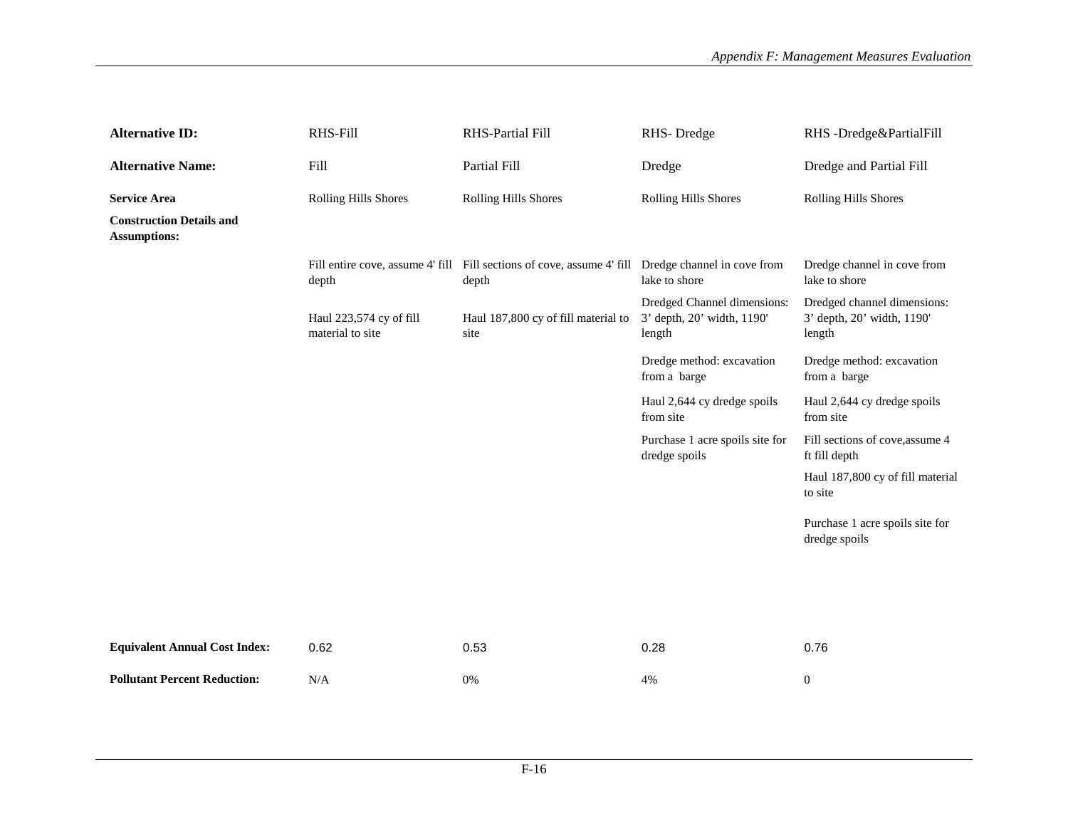| **Alternative ID:** | RHS-Fill | RHS-Partial Fill | RHS- Dredge | RHS -Dredge&PartialFill |
|---|---|---|---|---|
| **Alternative Name:** | Fill | Partial Fill | Dredge | Dredge and Partial Fill |
| **Service Area** | Rolling Hills Shores | Rolling Hills Shores | Rolling Hills Shores | Rolling Hills Shores |
| **Construction Details and Assumptions:** | | | | |
| | Fill entire cove, assume 4' fill depth | Fill sections of cove, assume 4' fill depth | Dredge channel in cove from lake to shore | Dredge channel in cove from lake to shore |
| | Haul 223,574 cy of fill material to site | Haul 187,800 cy of fill material to site | Dredged Channel dimensions: 3' depth, 20' width, 1190' length | Dredged channel dimensions: 3' depth, 20' width, 1190' length |
| | | | Dredge method: excavation from a barge | Dredge method: excavation from a barge |
| | | | Haul 2,644 cy dredge spoils from site | Haul 2,644 cy dredge spoils from site |
| | | | Purchase 1 acre spoils site for dredge spoils | Fill sections of cove,assume 4 ft fill depth |
| | | | | Haul 187,800 cy of fill material to site |
| | | | | Purchase 1 acre spoils site for dredge spoils |
| **Equivalent Annual Cost Index:** | 0.62 | 0.53 | 0.28 | 0.76 |
| **Pollutant Percent Reduction:** | N/A | 0% | 4% | 0 |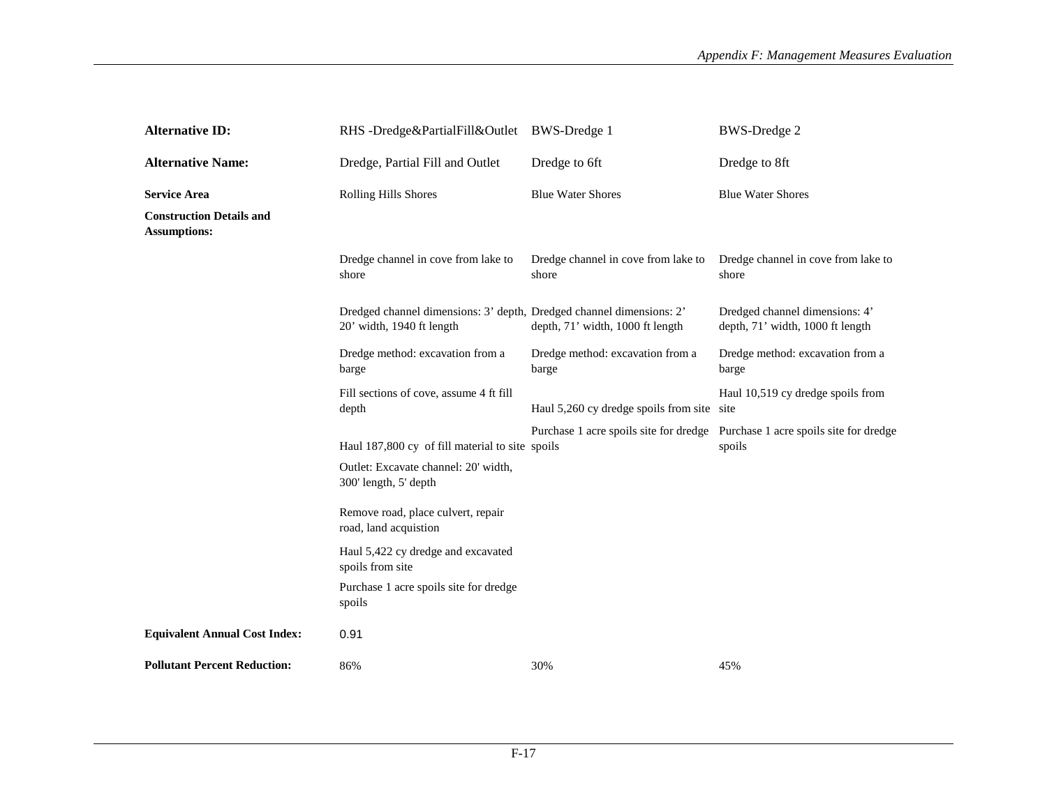| **Alternative ID:** | RHS -Dredge&PartialFill&Outlet | BWS-Dredge 1 | BWS-Dredge 2 |
|---|---|---|---|
| **Alternative Name:** | Dredge, Partial Fill and Outlet | Dredge to 6ft | Dredge to 8ft |
| **Service Area** | Rolling Hills Shores | Blue Water Shores | Blue Water Shores |
| **Construction Details and Assumptions:** | | | |
| | Dredge channel in cove from lake to shore | Dredge channel in cove from lake to shore | Dredge channel in cove from lake to shore |
| | Dredged channel dimensions: 3' depth, 20' width, 1940 ft length | Dredged channel dimensions: 2' depth, 71' width, 1000 ft length | Dredged channel dimensions: 4' depth, 71' width, 1000 ft length |
| | Dredge method: excavation from a barge | Dredge method: excavation from a barge | Dredge method: excavation from a barge |
| | Fill sections of cove, assume 4 ft fill depth | Haul 5,260 cy dredge spoils from site | Haul 10,519 cy dredge spoils from site |
| | Haul 187,800 cy of fill material to site | Purchase 1 acre spoils site for dredge spoils | Purchase 1 acre spoils site for dredge spoils |
| | Outlet: Excavate channel: 20' width, 300' length, 5' depth | | |
| | Remove road, place culvert, repair road, land acquistion | | |
| | Haul 5,422 cy dredge and excavated spoils from site | | |
| | Purchase 1 acre spoils site for dredge spoils | | |
| **Equivalent Annual Cost Index:** | 0.91 | | |
| **Pollutant Percent Reduction:** | 86% | 30% | 45% |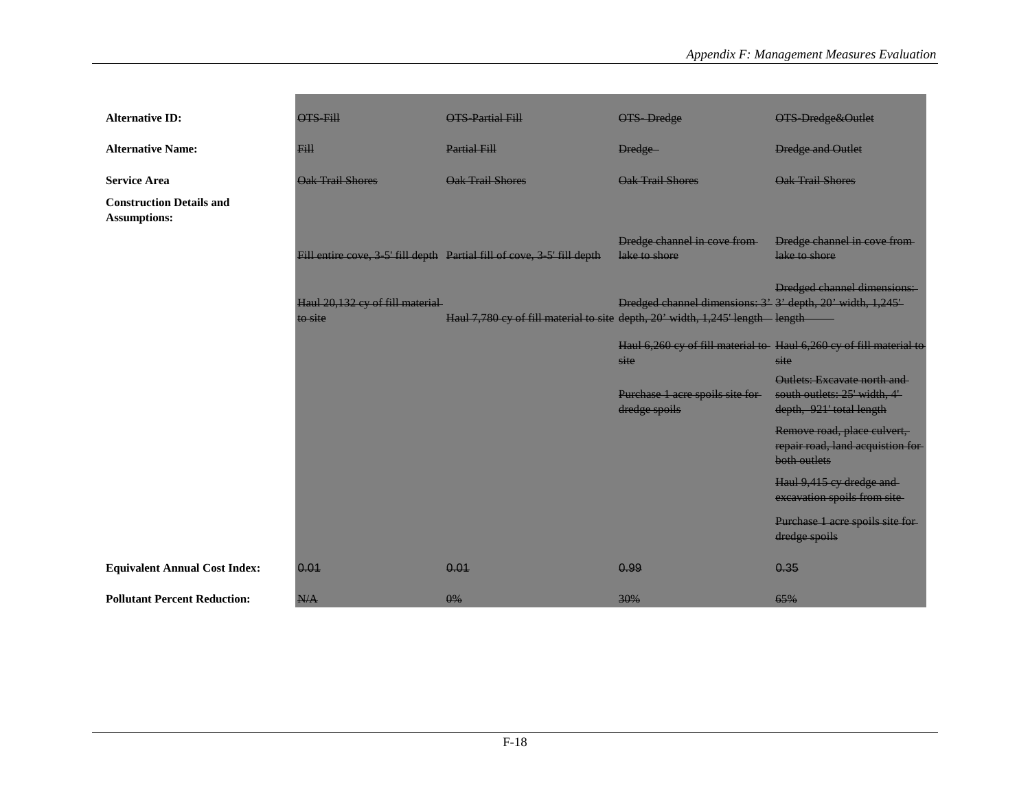| Alternative ID: | ~~OTS-Fill~~ | ~~OTS-Partial Fill~~ | ~~OTS- Dredge~~ | ~~OTS-Dredge&Outlet~~ |
|---|---|---|---|---|
| **Alternative Name:** | ~~Fill~~ | ~~Partial Fill~~ | ~~Dredge~~ | ~~Dredge and Outlet~~ |
| **Service Area** | ~~Oak Trail Shores~~ | ~~Oak Trail Shores~~ | ~~Oak Trail Shores~~ | ~~Oak Trail Shores~~ |
| **Construction Details and Assumptions:** | | | | |
| | ~~Fill entire cove, 3-5' fill depth~~ | ~~Partial fill of cove, 3-5' fill depth~~ | ~~Dredge channel in cove from lake to shore~~ | ~~Dredge channel in cove from lake to shore~~ |
| | ~~Haul 20,132 cy of fill material to site~~ | ~~Haul 7,780 cy of fill material to site~~ | ~~Dredged channel dimensions: 3' depth, 20' width, 1,245' length~~ | ~~Dredged channel dimensions: 3' depth, 20' width, 1,245' length~~ |
| | | | ~~Haul 6,260 cy of fill material to site~~ | ~~Haul 6,260 cy of fill material to site~~ |
| | | | ~~Purchase 1 acre spoils site for dredge spoils~~ | ~~Outlets: Excavate north and south outlets: 25' width, 4' depth, 921' total length~~ |
| | | | | ~~Remove road, place culvert, repair road, land acquistion for both outlets~~ |
| | | | | ~~Haul 9,415 cy dredge and excavation spoils from site~~ |
| | | | | ~~Purchase 1 acre spoils site for dredge spoils~~ |
| **Equivalent Annual Cost Index:** | ~~0.01~~ | ~~0.01~~ | ~~0.99~~ | ~~0.35~~ |
| **Pollutant Percent Reduction:** | ~~N/A~~ | ~~0%~~ | ~~30%~~ | ~~65%~~ |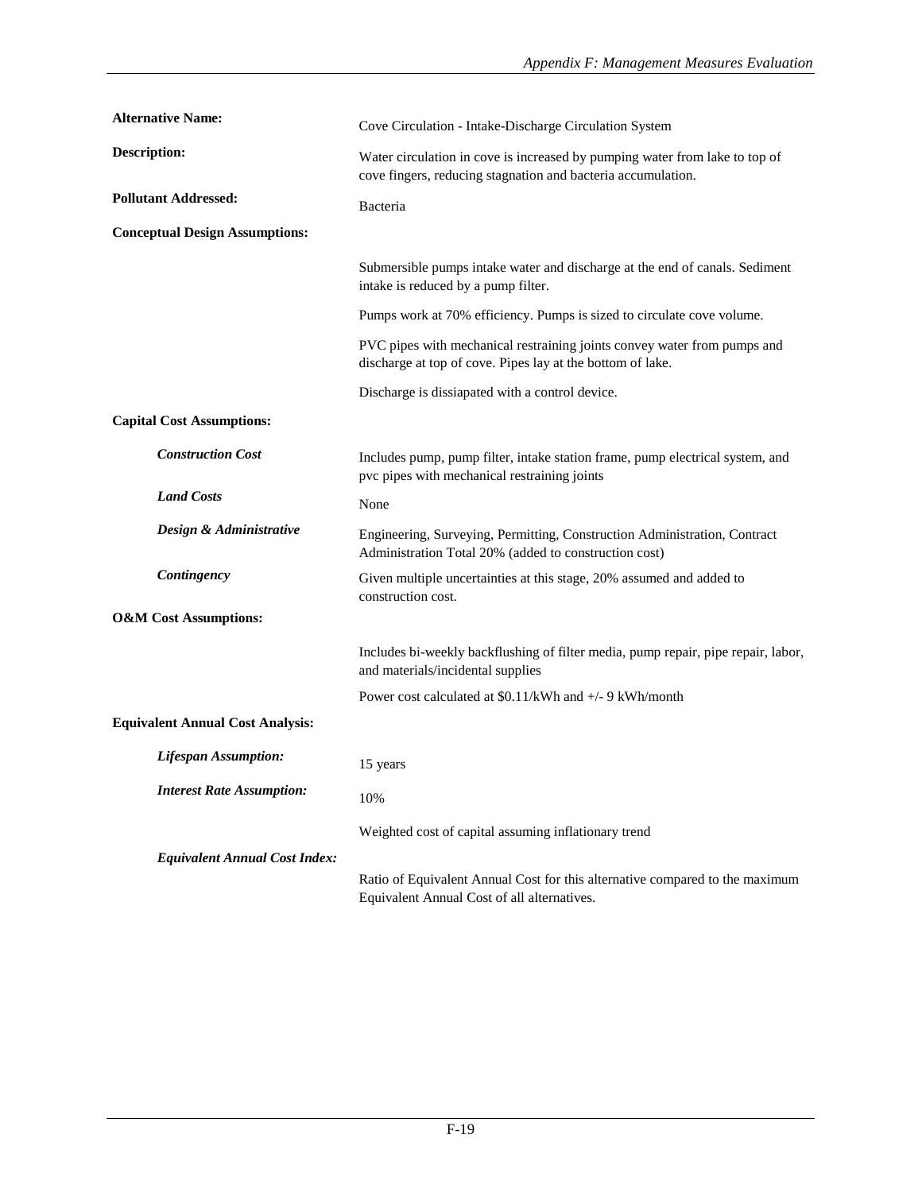**Alternative Name:** Cove Circulation - Intake-Discharge Circulation System

**Description:** Water circulation in cove is increased by pumping water from lake to top of cove fingers, reducing stagnation and bacteria accumulation.

**Pollutant Addressed:** Bacteria

**Conceptual Design Assumptions:**

Submersible pumps intake water and discharge at the end of canals. Sediment intake is reduced by a pump filter.

Pumps work at 70% efficiency. Pumps is sized to circulate cove volume.

PVC pipes with mechanical restraining joints convey water from pumps and discharge at top of cove. Pipes lay at the bottom of lake.

Discharge is dissiapated with a control device.

**Capital Cost Assumptions:**

***Construction Cost***: Includes pump, pump filter, intake station frame, pump electrical system, and pvc pipes with mechanical restraining joints

***Land Costs***: None

***Design & Administrative***: Engineering, Surveying, Permitting, Construction Administration, Contract Administration Total 20% (added to construction cost)

***Contingency***: Given multiple uncertainties at this stage, 20% assumed and added to construction cost.

**O&M Cost Assumptions:**

Includes bi-weekly backflushing of filter media, pump repair, pipe repair, labor, and materials/incidental supplies

Power cost calculated at $0.11/kWh and +/- 9 kWh/month

**Equivalent Annual Cost Analysis:**

***Lifespan Assumption:*** 15 years

***Interest Rate Assumption:*** 10%

Weighted cost of capital assuming inflationary trend

***Equivalent Annual Cost Index:***

Ratio of Equivalent Annual Cost for this alternative compared to the maximum Equivalent Annual Cost of all alternatives.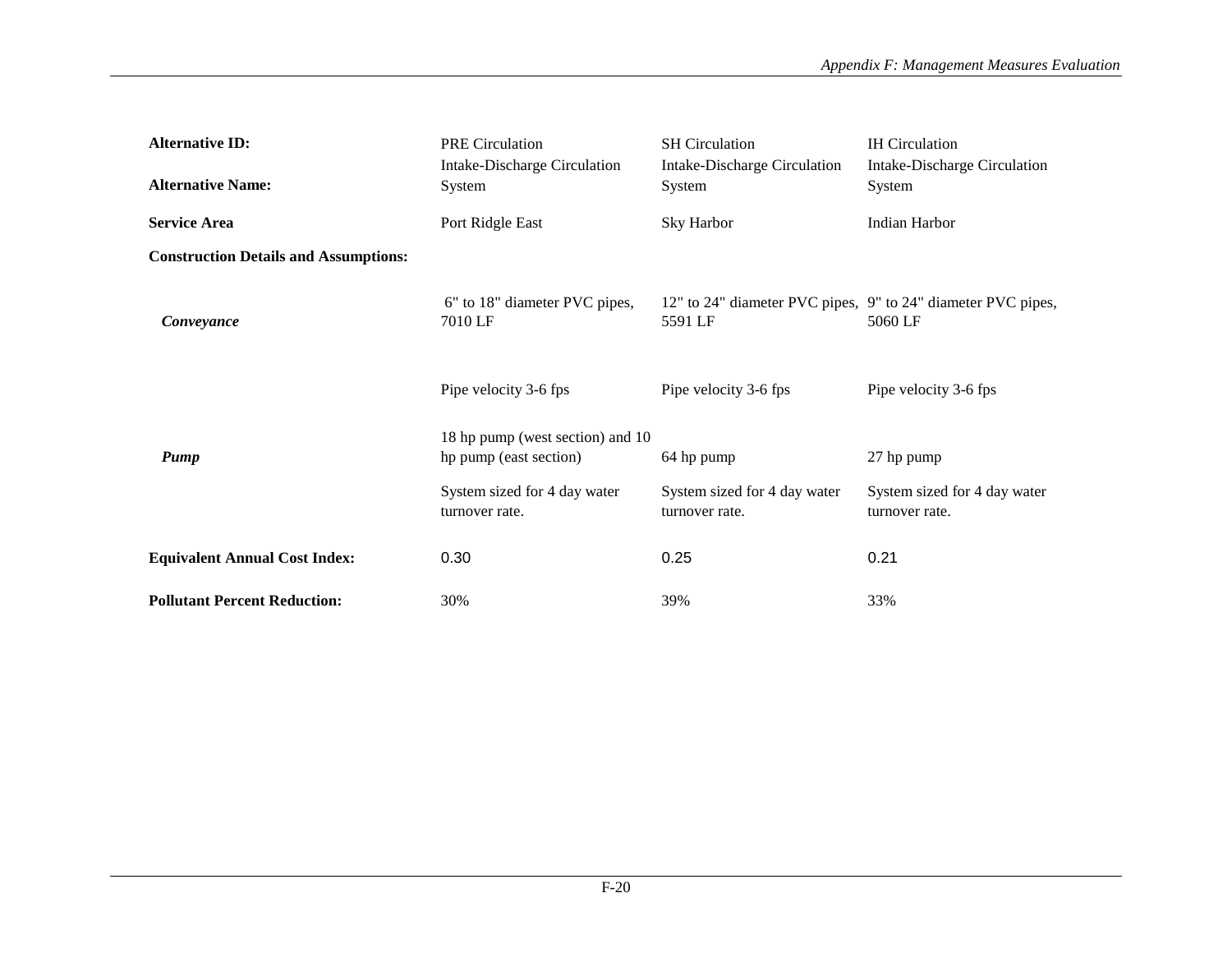| **Alternative ID:** | PRE Circulation | SH Circulation | IH Circulation |
|---|---|---|---|
| **Alternative Name:** | Intake-Discharge Circulation System | Intake-Discharge Circulation System | Intake-Discharge Circulation System |
| **Service Area** | Port Ridgle East | Sky Harbor | Indian Harbor |
| **Construction Details and Assumptions:** | | | |
| ***Conveyance*** | 6" to 18" diameter PVC pipes, 7010 LF | 12" to 24" diameter PVC pipes, 5591 LF | 9" to 24" diameter PVC pipes, 5060 LF |
| | Pipe velocity 3-6 fps | Pipe velocity 3-6 fps | Pipe velocity 3-6 fps |
| ***Pump*** | 18 hp pump (west section) and 10 hp pump (east section) | 64 hp pump | 27 hp pump |
| | System sized for 4 day water turnover rate. | System sized for 4 day water turnover rate. | System sized for 4 day water turnover rate. |
| **Equivalent Annual Cost Index:** | 0.30 | 0.25 | 0.21 |
| **Pollutant Percent Reduction:** | 30% | 39% | 33% |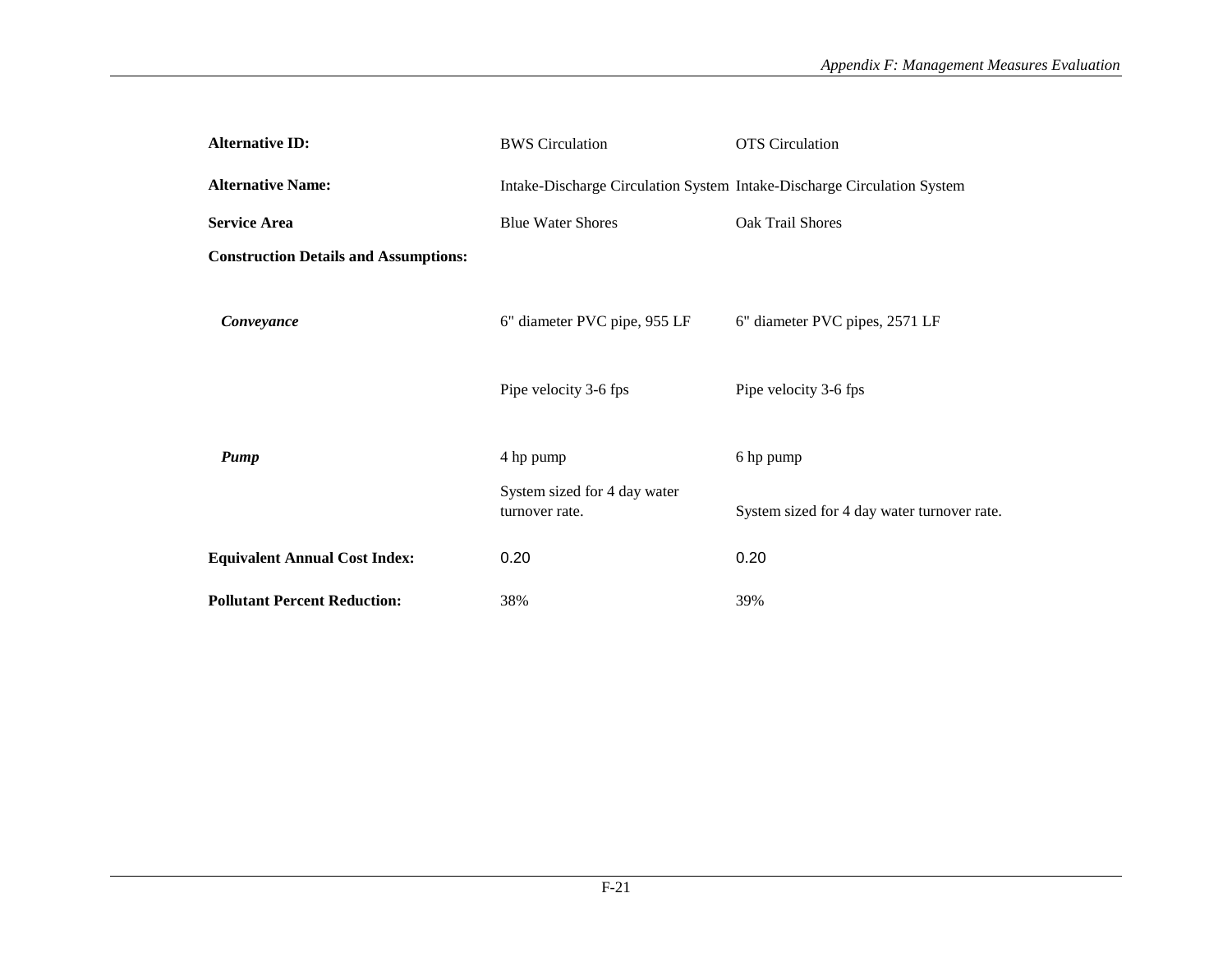| **Alternative ID:** | BWS Circulation | OTS Circulation |
| --- | --- | --- |
| **Alternative Name:** | Intake-Discharge Circulation System | Intake-Discharge Circulation System |
| **Service Area** | Blue Water Shores | Oak Trail Shores |
| **Construction Details and Assumptions:** | | |
| ***Conveyance*** | 6" diameter PVC pipe, 955 LF | 6" diameter PVC pipes, 2571 LF |
| | Pipe velocity 3-6 fps | Pipe velocity 3-6 fps |
| ***Pump*** | 4 hp pump | 6 hp pump |
| | System sized for 4 day water turnover rate. | System sized for 4 day water turnover rate. |
| **Equivalent Annual Cost Index:** | 0.20 | 0.20 |
| **Pollutant Percent Reduction:** | 38% | 39% |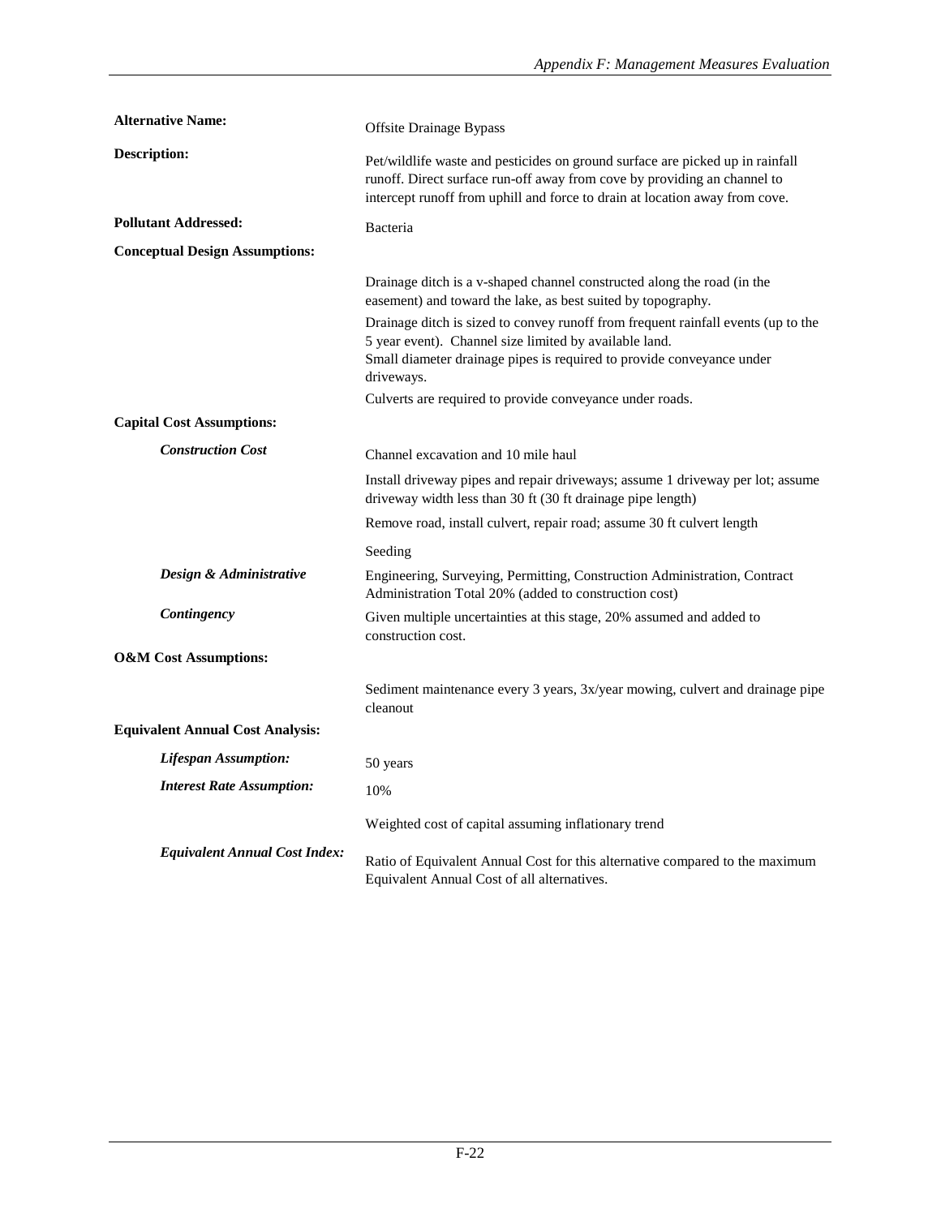**Alternative Name:** Offsite Drainage Bypass

**Description:** Pet/wildlife waste and pesticides on ground surface are picked up in rainfall runoff. Direct surface run-off away from cove by providing an channel to intercept runoff from uphill and force to drain at location away from cove.

**Pollutant Addressed:** Bacteria

**Conceptual Design Assumptions:**

Drainage ditch is a v-shaped channel constructed along the road (in the easement) and toward the lake, as best suited by topography.

Drainage ditch is sized to convey runoff from frequent rainfall events (up to the 5 year event). Channel size limited by available land.
Small diameter drainage pipes is required to provide conveyance under driveways.

Culverts are required to provide conveyance under roads.

**Capital Cost Assumptions:**

***Construction Cost***

Channel excavation and 10 mile haul

Install driveway pipes and repair driveways; assume 1 driveway per lot; assume driveway width less than 30 ft (30 ft drainage pipe length)

Remove road, install culvert, repair road; assume 30 ft culvert length

Seeding

***Design & Administrative***

Engineering, Surveying, Permitting, Construction Administration, Contract Administration Total 20% (added to construction cost)

***Contingency***

Given multiple uncertainties at this stage, 20% assumed and added to construction cost.

**O&M Cost Assumptions:**

Sediment maintenance every 3 years, 3x/year mowing, culvert and drainage pipe cleanout

**Equivalent Annual Cost Analysis:**

***Lifespan Assumption:*** 50 years

***Interest Rate Assumption:*** 10%

Weighted cost of capital assuming inflationary trend

***Equivalent Annual Cost Index:*** Ratio of Equivalent Annual Cost for this alternative compared to the maximum Equivalent Annual Cost of all alternatives.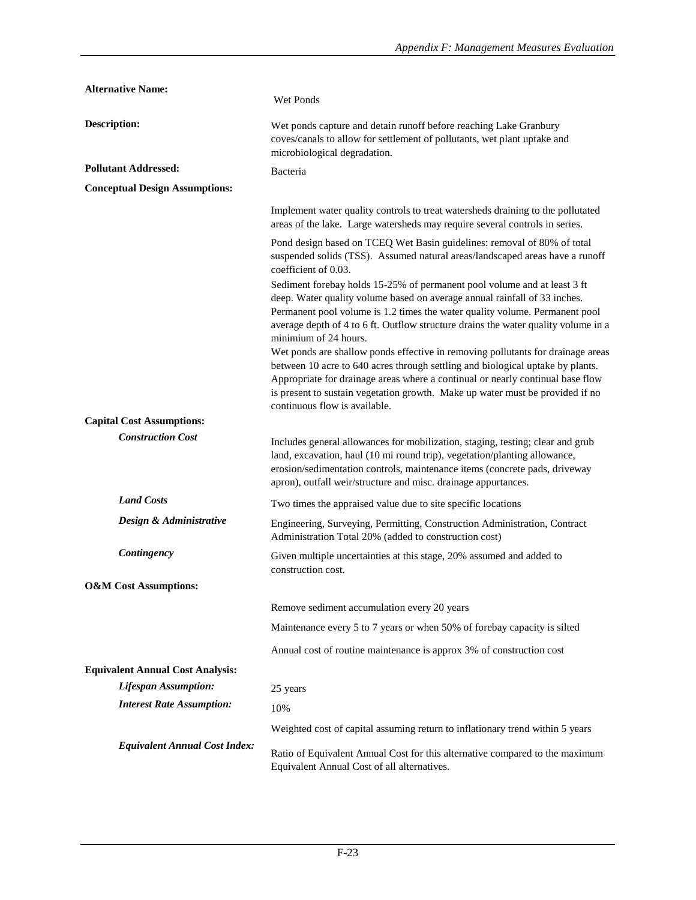| | |
|---|---|
| **Alternative Name:** | Wet Ponds |
| **Description:** | Wet ponds capture and detain runoff before reaching Lake Granbury coves/canals to allow for settlement of pollutants, wet plant uptake and microbiological degradation. |
| **Pollutant Addressed:** | Bacteria |
| **Conceptual Design Assumptions:** | |
| | Implement water quality controls to treat watersheds draining to the pollutated areas of the lake. Large watersheds may require several controls in series. |
| | Pond design based on TCEQ Wet Basin guidelines: removal of 80% of total suspended solids (TSS). Assumed natural areas/landscaped areas have a runoff coefficient of 0.03. |
| | Sediment forebay holds 15-25% of permanent pool volume and at least 3 ft deep. Water quality volume based on average annual rainfall of 33 inches. Permanent pool volume is 1.2 times the water quality volume. Permanent pool average depth of 4 to 6 ft. Outflow structure drains the water quality volume in a minimium of 24 hours. |
| | Wet ponds are shallow ponds effective in removing pollutants for drainage areas between 10 acre to 640 acres through settling and biological uptake by plants. Appropriate for drainage areas where a continual or nearly continual base flow is present to sustain vegetation growth. Make up water must be provided if no continuous flow is available. |
| **Capital Cost Assumptions:** | |
| ***Construction Cost*** | Includes general allowances for mobilization, staging, testing; clear and grub land, excavation, haul (10 mi round trip), vegetation/planting allowance, erosion/sedimentation controls, maintenance items (concrete pads, driveway apron), outfall weir/structure and misc. drainage appurtances. |
| ***Land Costs*** | Two times the appraised value due to site specific locations |
| ***Design & Administrative*** | Engineering, Surveying, Permitting, Construction Administration, Contract Administration Total 20% (added to construction cost) |
| ***Contingency*** | Given multiple uncertainties at this stage, 20% assumed and added to construction cost. |
| **O&M Cost Assumptions:** | |
| | Remove sediment accumulation every 20 years |
| | Maintenance every 5 to 7 years or when 50% of forebay capacity is silted |
| | Annual cost of routine maintenance is approx 3% of construction cost |
| **Equivalent Annual Cost Analysis:** | |
| ***Lifespan Assumption:*** | 25 years |
| ***Interest Rate Assumption:*** | 10% |
| | Weighted cost of capital assuming return to inflationary trend within 5 years |
| ***Equivalent Annual Cost Index:*** | Ratio of Equivalent Annual Cost for this alternative compared to the maximum Equivalent Annual Cost of all alternatives. |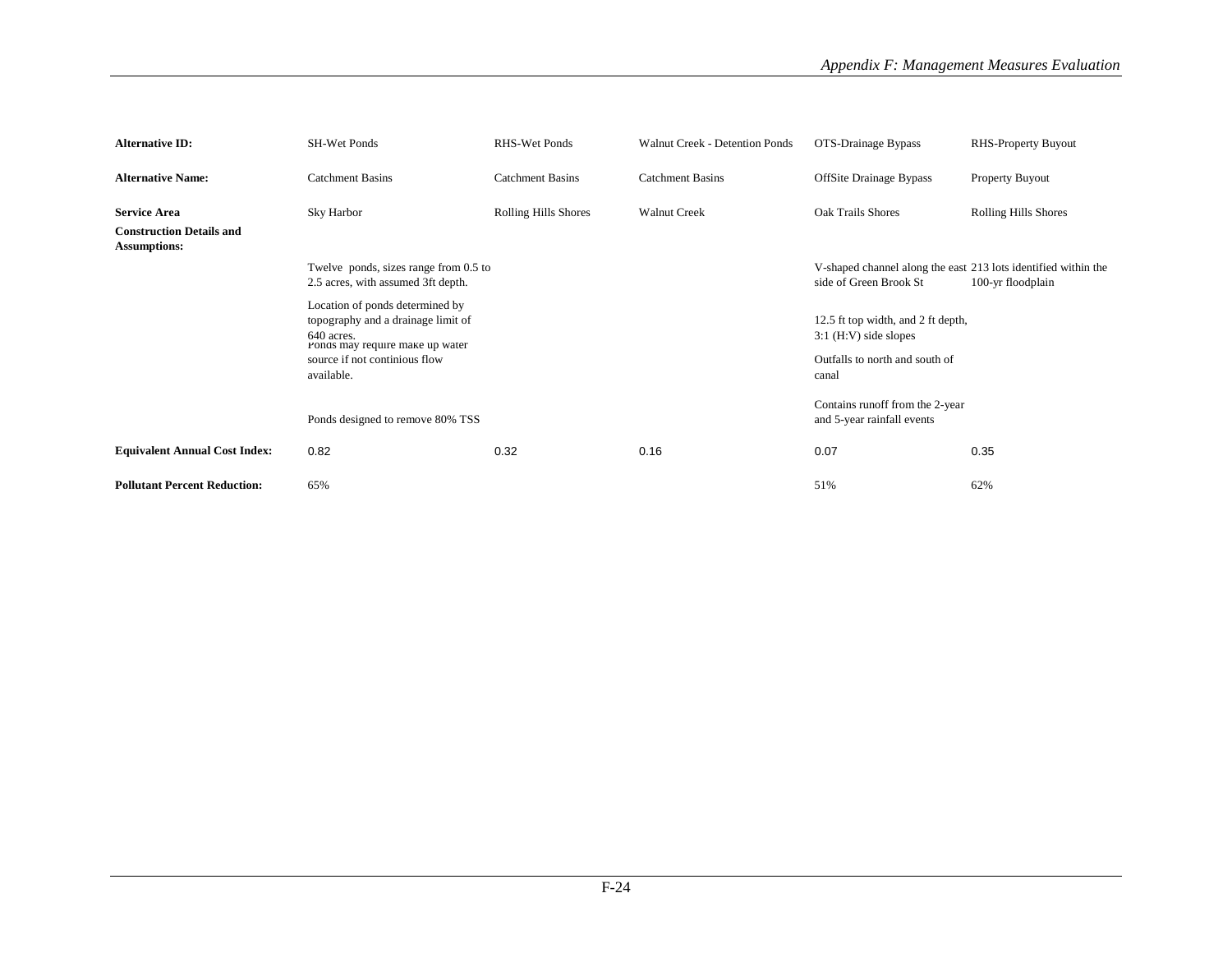| Alternative ID: | SH-Wet Ponds | RHS-Wet Ponds | Walnut Creek - Detention Ponds | OTS-Drainage Bypass | RHS-Property Buyout |
|---|---|---|---|---|---|
| **Alternative Name:** | Catchment Basins | Catchment Basins | Catchment Basins | OffSite Drainage Bypass | Property Buyout |
| **Service Area** | Sky Harbor | Rolling Hills Shores | Walnut Creek | Oak Trails Shores | Rolling Hills Shores |
| **Construction Details and Assumptions:** | | | | | |
| | Twelve ponds, sizes range from 0.5 to 2.5 acres, with assumed 3ft depth. | | | V-shaped channel along the east side of Green Brook St | 213 lots identified within the 100-yr floodplain |
| | Location of ponds determined by topography and a drainage limit of 640 acres. | | | 12.5 ft top width, and 2 ft depth, 3:1 (H:V) side slopes | |
| | Ponds may require make up water source if not continious flow available. | | | Outfalls to north and south of canal | |
| | Ponds designed to remove 80% TSS | | | Contains runoff from the 2-year and 5-year rainfall events | |
| **Equivalent Annual Cost Index:** | 0.82 | 0.32 | 0.16 | 0.07 | 0.35 |
| **Pollutant Percent Reduction:** | 65% | | | 51% | 62% |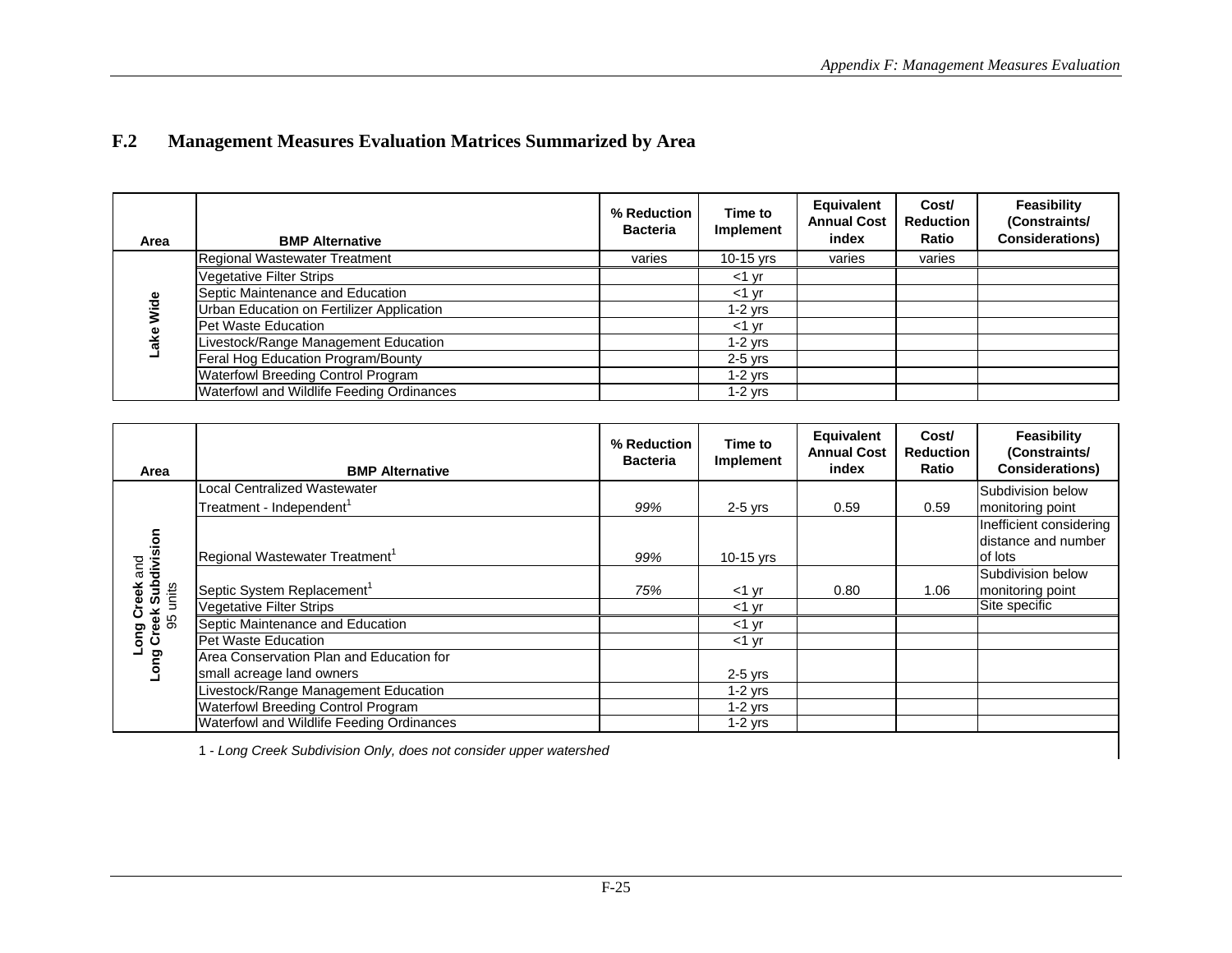## F.2 Management Measures Evaluation Matrices Summarized by Area

| Area | BMP Alternative | % Reduction Bacteria | Time to Implement | Equivalent Annual Cost index | Cost/ Reduction Ratio | Feasibility (Constraints/ Considerations) |
|---|---|---|---|---|---|---|
| Lake Wide | Regional Wastewater Treatment | varies | 10-15 yrs | varies | varies | |
| | Vegetative Filter Strips | | <1 yr | | | |
| | Septic Maintenance and Education | | <1 yr | | | |
| | Urban Education on Fertilizer Application | | 1-2 yrs | | | |
| | Pet Waste Education | | <1 yr | | | |
| | Livestock/Range Management Education | | 1-2 yrs | | | |
| | Feral Hog Education Program/Bounty | | 2-5 yrs | | | |
| | Waterfowl Breeding Control Program | | 1-2 yrs | | | |
| | Waterfowl and Wildlife Feeding Ordinances | | 1-2 yrs | | | |

| Area | BMP Alternative | % Reduction Bacteria | Time to Implement | Equivalent Annual Cost index | Cost/ Reduction Ratio | Feasibility (Constraints/ Considerations) |
|---|---|---|---|---|---|---|
| **Long Creek** and **Long Creek Subdivision** 95 units | Local Centralized Wastewater Treatment - Independent[1] | *99%* | 2-5 yrs | 0.59 | 0.59 | Subdivision below monitoring point |
| | Regional Wastewater Treatment[1] | *99%* | 10-15 yrs | | | Inefficient considering distance and number of lots |
| | Septic System Replacement[1] | *75%* | <1 yr | 0.80 | 1.06 | Subdivision below monitoring point |
| | Vegetative Filter Strips | | <1 yr | | | Site specific |
| | Septic Maintenance and Education | | <1 yr | | | |
| | Pet Waste Education | | <1 yr | | | |
| | Area Conservation Plan and Education for small acreage land owners | | 2-5 yrs | | | |
| | Livestock/Range Management Education | | 1-2 yrs | | | |
| | Waterfowl Breeding Control Program | | 1-2 yrs | | | |
| | Waterfowl and Wildlife Feeding Ordinances | | 1-2 yrs | | | |

1 - *Long Creek Subdivision Only, does not consider upper watershed*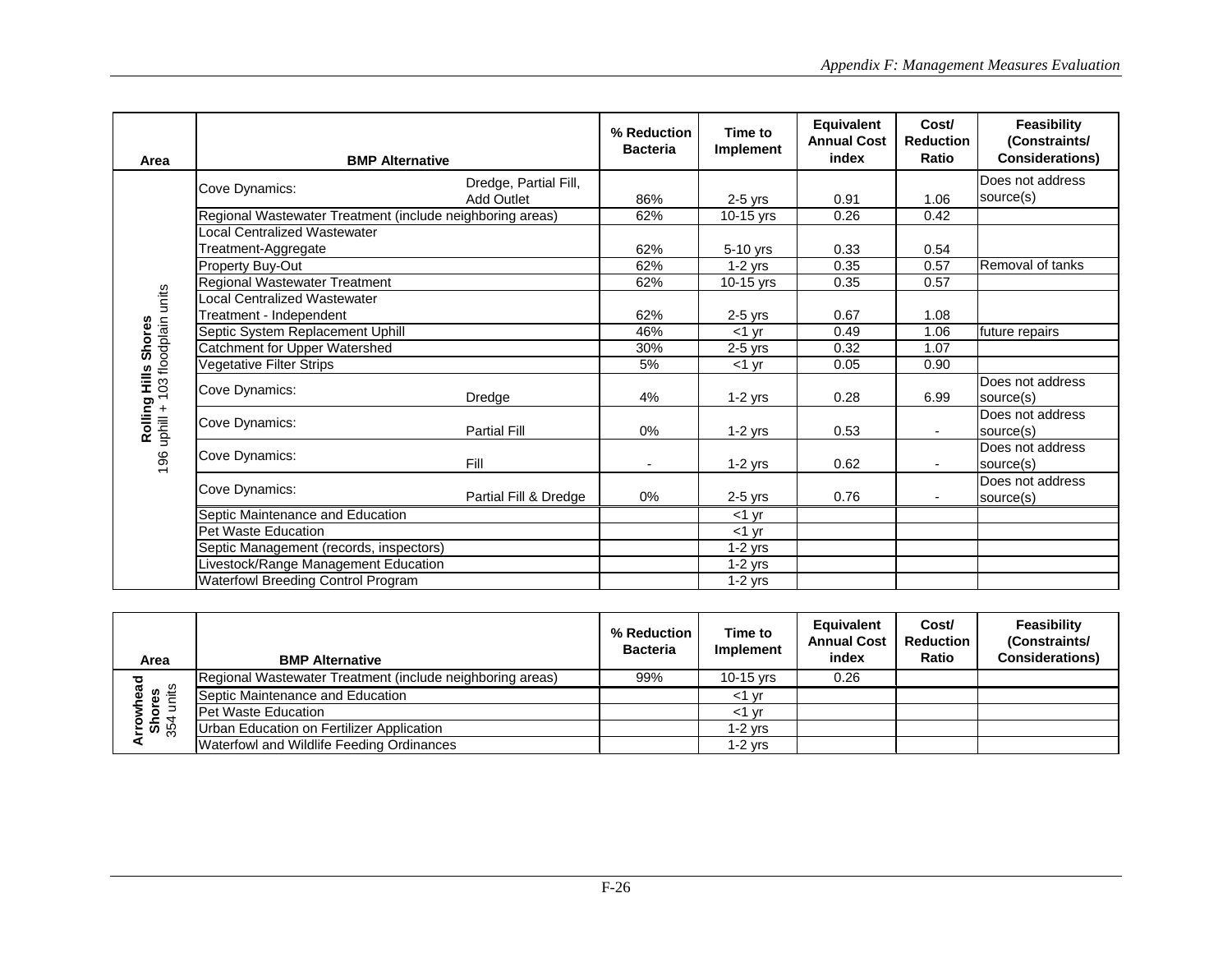| Area | BMP Alternative | | % Reduction Bacteria | Time to Implement | Equivalent Annual Cost index | Cost/ Reduction Ratio | Feasibility (Constraints/ Considerations) |
|---|---|---|---|---|---|---|---|
| **Rolling Hills Shores** 196 uphill + 103 floodplain units | Cove Dynamics: | Dredge, Partial Fill, Add Outlet | 86% | 2-5 yrs | 0.91 | 1.06 | Does not address source(s) |
| | Regional Wastewater Treatment (include neighboring areas) | | 62% | 10-15 yrs | 0.26 | 0.42 | |
| | Local Centralized Wastewater Treatment-Aggregate | | 62% | 5-10 yrs | 0.33 | 0.54 | |
| | Property Buy-Out | | 62% | 1-2 yrs | 0.35 | 0.57 | Removal of tanks |
| | Regional Wastewater Treatment | | 62% | 10-15 yrs | 0.35 | 0.57 | |
| | Local Centralized Wastewater Treatment - Independent | | 62% | 2-5 yrs | 0.67 | 1.08 | |
| | Septic System Replacement Uphill | | 46% | <1 yr | 0.49 | 1.06 | future repairs |
| | Catchment for Upper Watershed | | 30% | 2-5 yrs | 0.32 | 1.07 | |
| | Vegetative Filter Strips | | 5% | <1 yr | 0.05 | 0.90 | |
| | Cove Dynamics: | Dredge | 4% | 1-2 yrs | 0.28 | 6.99 | Does not address source(s) |
| | Cove Dynamics: | Partial Fill | 0% | 1-2 yrs | 0.53 | - | Does not address source(s) |
| | Cove Dynamics: | Fill | - | 1-2 yrs | 0.62 | - | Does not address source(s) |
| | Cove Dynamics: | Partial Fill & Dredge | 0% | 2-5 yrs | 0.76 | - | Does not address source(s) |
| | Septic Maintenance and Education | | | <1 yr | | | |
| | Pet Waste Education | | | <1 yr | | | |
| | Septic Management (records, inspectors) | | | 1-2 yrs | | | |
| | Livestock/Range Management Education | | | 1-2 yrs | | | |
| | Waterfowl Breeding Control Program | | | 1-2 yrs | | | |

| Area | BMP Alternative | % Reduction Bacteria | Time to Implement | Equivalent Annual Cost index | Cost/ Reduction Ratio | Feasibility (Constraints/ Considerations) |
|---|---|---|---|---|---|---|
| **Arrowhead Shores** 354 units | Regional Wastewater Treatment (include neighboring areas) | 99% | 10-15 yrs | 0.26 | | |
| | Septic Maintenance and Education | | <1 yr | | | |
| | Pet Waste Education | | <1 yr | | | |
| | Urban Education on Fertilizer Application | | 1-2 yrs | | | |
| | Waterfowl and Wildlife Feeding Ordinances | | 1-2 yrs | | | |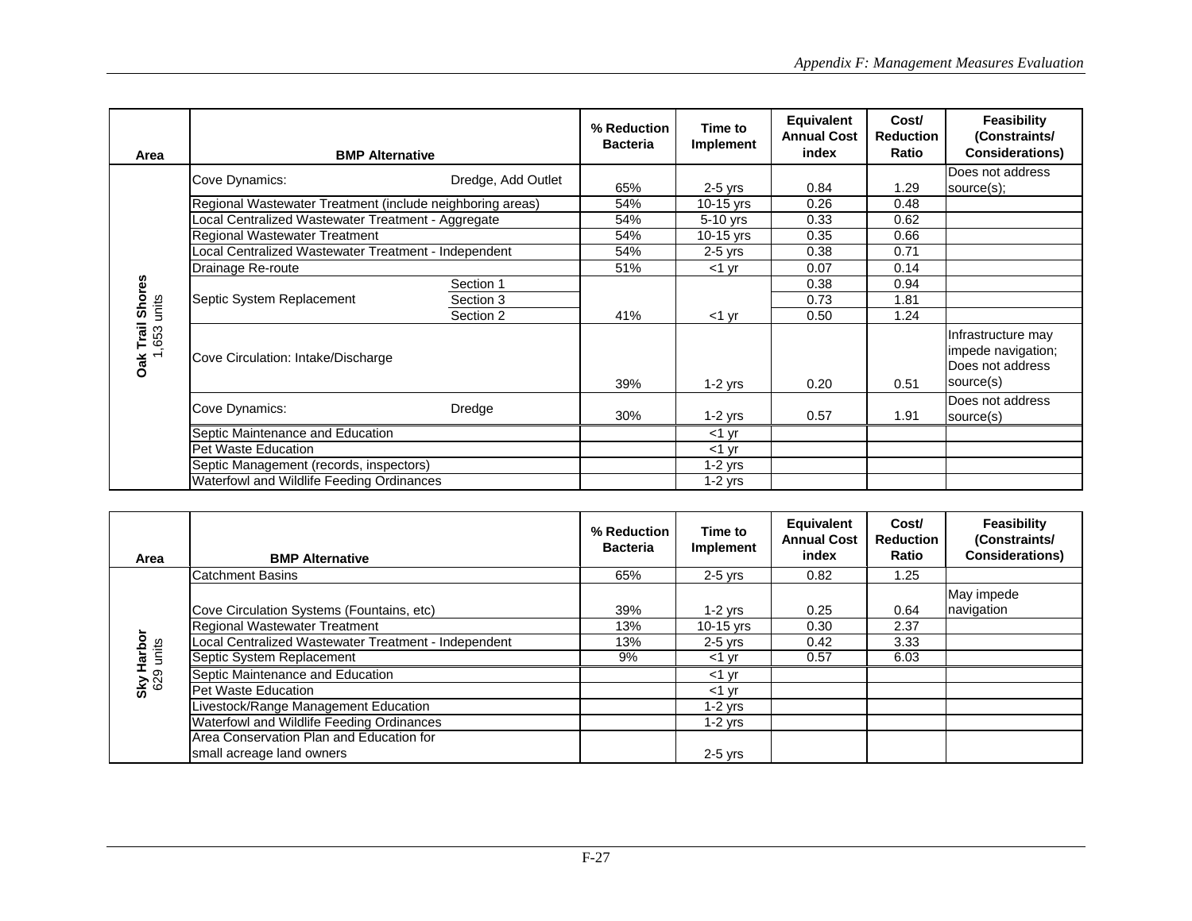| Area | BMP Alternative | | % Reduction Bacteria | Time to Implement | Equivalent Annual Cost index | Cost/ Reduction Ratio | Feasibility (Constraints/ Considerations) |
|---|---|---|---|---|---|---|---|
| **Oak Trail Shores** 1,653 units | Cove Dynamics: | Dredge, Add Outlet | 65% | 2-5 yrs | 0.84 | 1.29 | Does not address source(s); |
| | Regional Wastewater Treatment (include neighboring areas) | | 54% | 10-15 yrs | 0.26 | 0.48 | |
| | Local Centralized Wastewater Treatment - Aggregate | | 54% | 5-10 yrs | 0.33 | 0.62 | |
| | Regional Wastewater Treatment | | 54% | 10-15 yrs | 0.35 | 0.66 | |
| | Local Centralized Wastewater Treatment - Independent | | 54% | 2-5 yrs | 0.38 | 0.71 | |
| | Drainage Re-route | | 51% | <1 yr | 0.07 | 0.14 | |
| | Septic System Replacement | Section 1 | | | 0.38 | 0.94 | |
| | | Section 3 | | | 0.73 | 1.81 | |
| | | Section 2 | 41% | <1 yr | 0.50 | 1.24 | |
| | Cove Circulation: Intake/Discharge | | 39% | 1-2 yrs | 0.20 | 0.51 | Infrastructure may impede navigation; Does not address source(s) |
| | Cove Dynamics: | Dredge | 30% | 1-2 yrs | 0.57 | 1.91 | Does not address source(s) |
| | Septic Maintenance and Education | | | <1 yr | | | |
| | Pet Waste Education | | | <1 yr | | | |
| | Septic Management (records, inspectors) | | | 1-2 yrs | | | |
| | Waterfowl and Wildlife Feeding Ordinances | | | 1-2 yrs | | | |

| Area | BMP Alternative | % Reduction Bacteria | Time to Implement | Equivalent Annual Cost index | Cost/ Reduction Ratio | Feasibility (Constraints/ Considerations) |
|---|---|---|---|---|---|---|
| **Sky Harbor** 629 units | Catchment Basins | 65% | 2-5 yrs | 0.82 | 1.25 | |
| | Cove Circulation Systems (Fountains, etc) | 39% | 1-2 yrs | 0.25 | 0.64 | May impede navigation |
| | Regional Wastewater Treatment | 13% | 10-15 yrs | 0.30 | 2.37 | |
| | Local Centralized Wastewater Treatment - Independent | 13% | 2-5 yrs | 0.42 | 3.33 | |
| | Septic System Replacement | 9% | <1 yr | 0.57 | 6.03 | |
| | Septic Maintenance and Education | | <1 yr | | | |
| | Pet Waste Education | | <1 yr | | | |
| | Livestock/Range Management Education | | 1-2 yrs | | | |
| | Waterfowl and Wildlife Feeding Ordinances | | 1-2 yrs | | | |
| | Area Conservation Plan and Education for small acreage land owners | | 2-5 yrs | | | |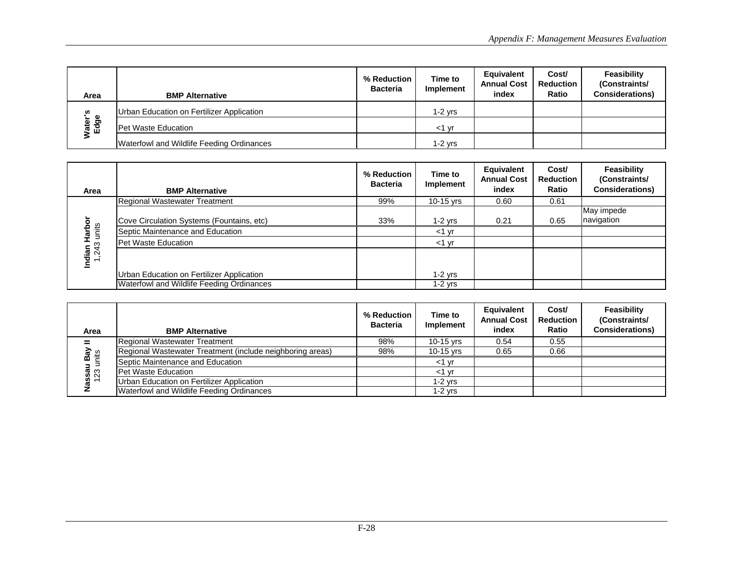| Area | BMP Alternative | % Reduction Bacteria | Time to Implement | Equivalent Annual Cost index | Cost/ Reduction Ratio | Feasibility (Constraints/ Considerations) |
|---|---|---|---|---|---|---|
| Water's Edge | Urban Education on Fertilizer Application | | 1-2 yrs | | | |
| | Pet Waste Education | | <1 yr | | | |
| | Waterfowl and Wildlife Feeding Ordinances | | 1-2 yrs | | | |

| Area | BMP Alternative | % Reduction Bacteria | Time to Implement | Equivalent Annual Cost index | Cost/ Reduction Ratio | Feasibility (Constraints/ Considerations) |
|---|---|---|---|---|---|---|
| Indian Harbor 1,243 units | Regional Wastewater Treatment | 99% | 10-15 yrs | 0.60 | 0.61 | |
| | Cove Circulation Systems (Fountains, etc) | 33% | 1-2 yrs | 0.21 | 0.65 | May impede navigation |
| | Septic Maintenance and Education | | <1 yr | | | |
| | Pet Waste Education | | <1 yr | | | |
| | Urban Education on Fertilizer Application | | 1-2 yrs | | | |
| | Waterfowl and Wildlife Feeding Ordinances | | 1-2 yrs | | | |

| Area | BMP Alternative | % Reduction Bacteria | Time to Implement | Equivalent Annual Cost index | Cost/ Reduction Ratio | Feasibility (Constraints/ Considerations) |
|---|---|---|---|---|---|---|
| Nassau Bay II 123 units | Regional Wastewater Treatment | 98% | 10-15 yrs | 0.54 | 0.55 | |
| | Regional Wastewater Treatment (include neighboring areas) | 98% | 10-15 yrs | 0.65 | 0.66 | |
| | Septic Maintenance and Education | | <1 yr | | | |
| | Pet Waste Education | | <1 yr | | | |
| | Urban Education on Fertilizer Application | | 1-2 yrs | | | |
| | Waterfowl and Wildlife Feeding Ordinances | | 1-2 yrs | | | |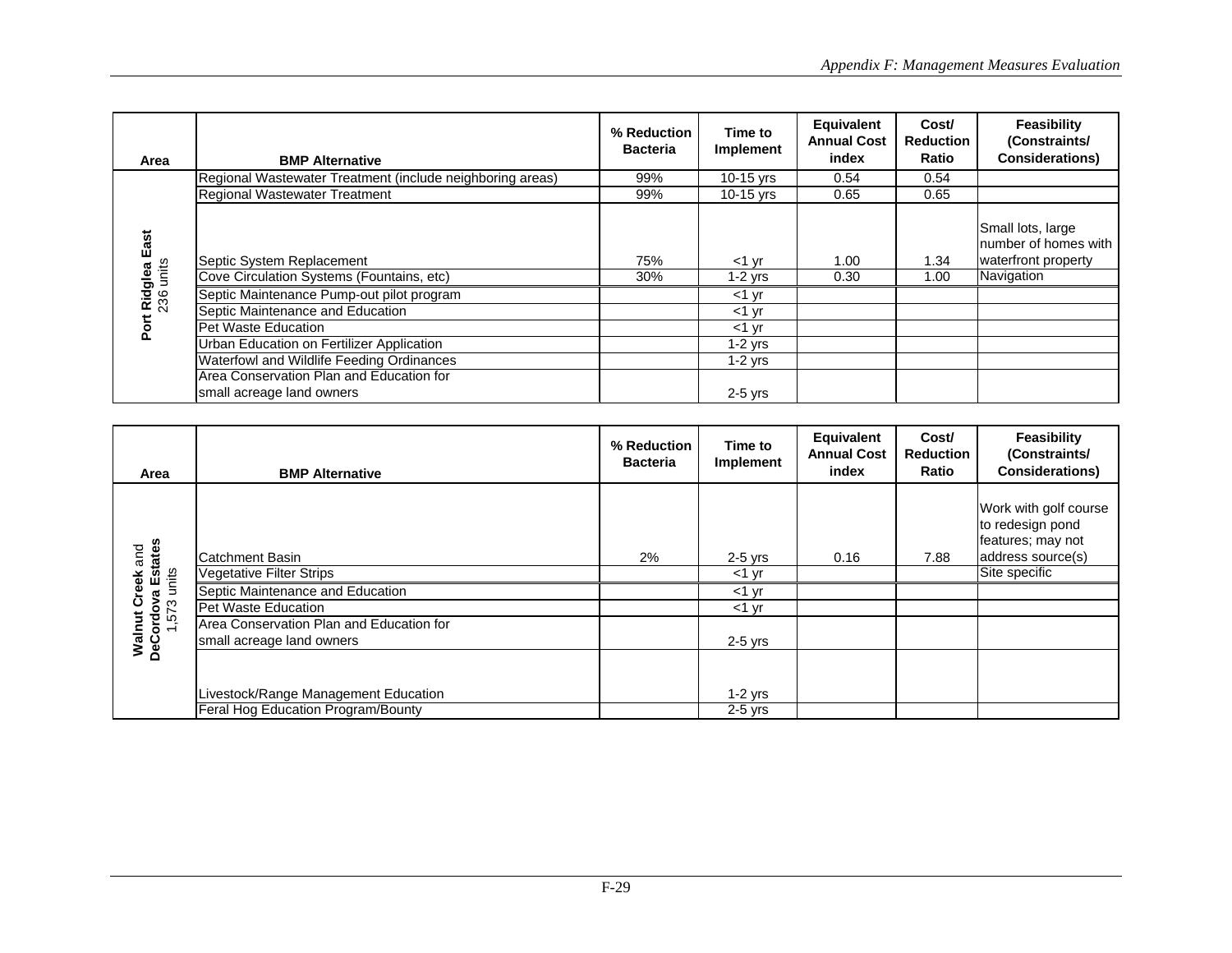| Area | BMP Alternative | % Reduction Bacteria | Time to Implement | Equivalent Annual Cost index | Cost/ Reduction Ratio | Feasibility (Constraints/ Considerations) |
|---|---|---|---|---|---|---|
| **Port Ridglea East** 236 units | Regional Wastewater Treatment (include neighboring areas) | 99% | 10-15 yrs | 0.54 | 0.54 | |
| | Regional Wastewater Treatment | 99% | 10-15 yrs | 0.65 | 0.65 | |
| | Septic System Replacement | 75% | <1 yr | 1.00 | 1.34 | Small lots, large number of homes with waterfront property |
| | Cove Circulation Systems (Fountains, etc) | 30% | 1-2 yrs | 0.30 | 1.00 | Navigation |
| | Septic Maintenance Pump-out pilot program | | <1 yr | | | |
| | Septic Maintenance and Education | | <1 yr | | | |
| | Pet Waste Education | | <1 yr | | | |
| | Urban Education on Fertilizer Application | | 1-2 yrs | | | |
| | Waterfowl and Wildlife Feeding Ordinances | | 1-2 yrs | | | |
| | Area Conservation Plan and Education for small acreage land owners | | 2-5 yrs | | | |

| Area | BMP Alternative | % Reduction Bacteria | Time to Implement | Equivalent Annual Cost index | Cost/ Reduction Ratio | Feasibility (Constraints/ Considerations) |
|---|---|---|---|---|---|---|
| **Walnut Creek** and **DeCordova Estates** 1,573 units | Catchment Basin | 2% | 2-5 yrs | 0.16 | 7.88 | Work with golf course to redesign pond features; may not address source(s) |
| | Vegetative Filter Strips | | <1 yr | | | Site specific |
| | Septic Maintenance and Education | | <1 yr | | | |
| | Pet Waste Education | | <1 yr | | | |
| | Area Conservation Plan and Education for small acreage land owners | | 2-5 yrs | | | |
| | Livestock/Range Management Education | | 1-2 yrs | | | |
| | Feral Hog Education Program/Bounty | | 2-5 yrs | | | |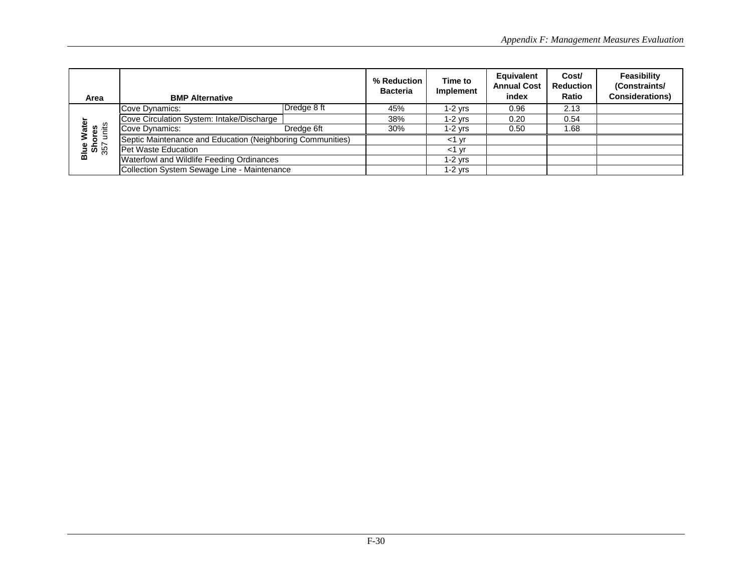| Area | BMP Alternative | | % Reduction Bacteria | Time to Implement | Equivalent Annual Cost index | Cost/ Reduction Ratio | Feasibility (Constraints/ Considerations) |
|---|---|---|---|---|---|---|---|
| **Blue Water Shores** 357 units | Cove Dynamics: | Dredge 8 ft | 45% | 1-2 yrs | 0.96 | 2.13 | |
| | Cove Circulation System: Intake/Discharge | | 38% | 1-2 yrs | 0.20 | 0.54 | |
| | Cove Dynamics: | Dredge 6ft | 30% | 1-2 yrs | 0.50 | 1.68 | |
| | Septic Maintenance and Education (Neighboring Communities) | | | <1 yr | | | |
| | Pet Waste Education | | | <1 yr | | | |
| | Waterfowl and Wildlife Feeding Ordinances | | | 1-2 yrs | | | |
| | Collection System Sewage Line - Maintenance | | | 1-2 yrs | | | |